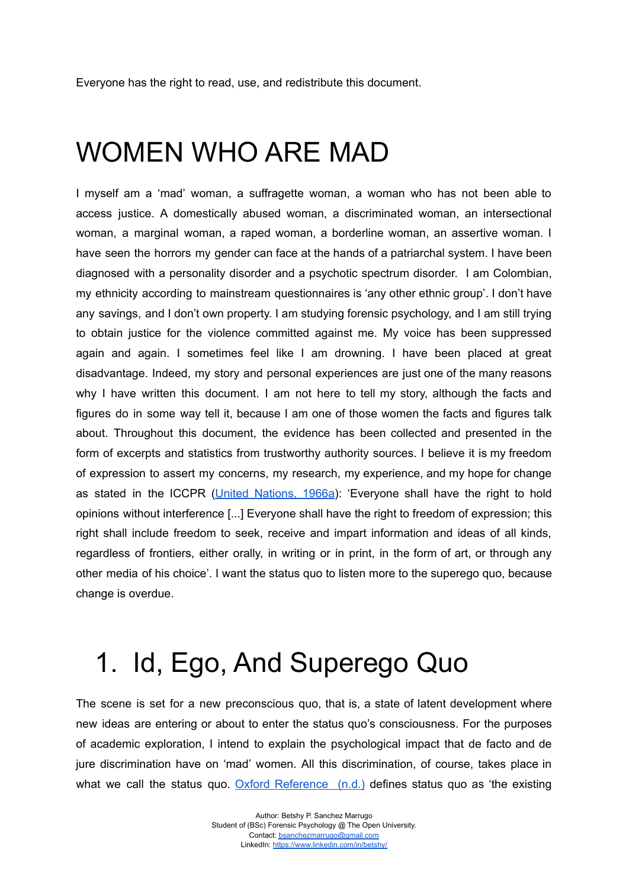Everyone has the right to read, use, and redistribute this document.

# WOMEN WHO ARE MAD

I myself am a 'mad' woman, a suffragette woman, a woman who has not been able to access justice. A domestically abused woman, a discriminated woman, an intersectional woman, a marginal woman, a raped woman, a borderline woman, an assertive woman. I have seen the horrors my gender can face at the hands of a patriarchal system. I have been diagnosed with a personality disorder and a psychotic spectrum disorder. I am Colombian, my ethnicity according to mainstream questionnaires is 'any other ethnic group'. I don't have any savings, and I don't own property. I am studying forensic psychology, and I am still trying to obtain justice for the violence committed against me. My voice has been suppressed again and again. I sometimes feel like I am drowning. I have been placed at great disadvantage. Indeed, my story and personal experiences are just one of the many reasons why I have written this document. I am not here to tell my story, although the facts and figures do in some way tell it, because I am one of those women the facts and figures talk about. Throughout this document, the evidence has been collected and presented in the form of excerpts and statistics from trustworthy authority sources. I believe it is my freedom of expression to assert my concerns, my research, my experience, and my hope for change as stated in the ICCPR (United Nations, 1966a): 'Everyone shall have the right to hold opinions without interference [...] Everyone shall have the right to freedom of expression; this right shall include freedom to seek, receive and impart information and ideas of all kinds, regardless of frontiers, either orally, in writing or in print, in the form of art, or through any other media of his choice'. I want the status quo to listen more to the superego quo, because change is overdue.

# 1. Id, Ego, And Superego Quo

The scene is set for a new preconscious quo, that is, a state of latent development where new ideas are entering or about to enter the status quo's consciousness. For the purposes of academic exploration, I intend to explain the psychological impact that de facto and de jure discrimination have on 'mad' women. All this discrimination, of course, takes place in what we call the status quo. Oxford Reference (n.d.) defines status quo as 'the existing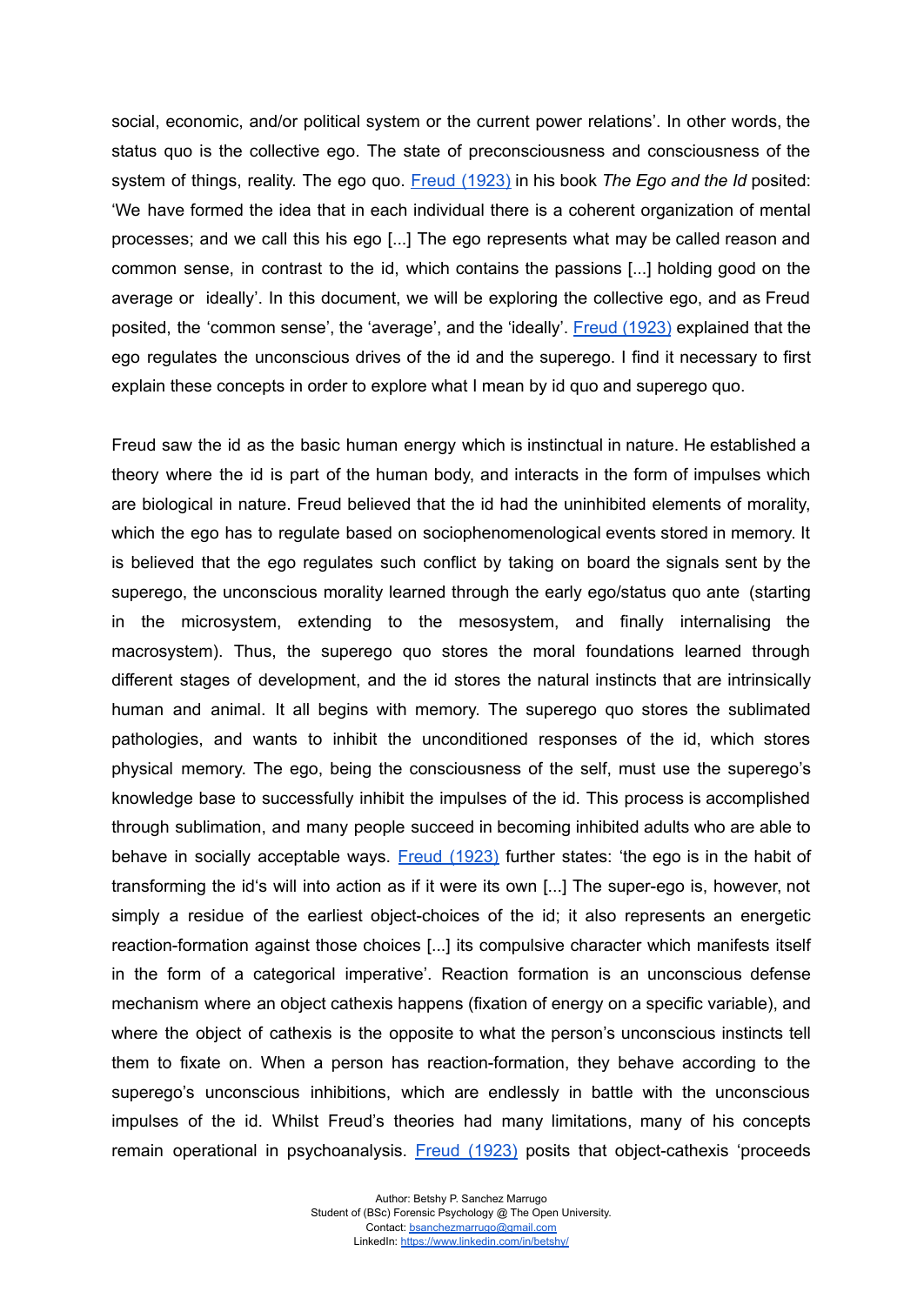social, economic, and/or political system or the current power relations'. In other words, the status quo is the collective ego. The state of preconsciousness and consciousness of the system of things, reality. The ego quo. [Freud (1923)] in his book *The Ego and the Id* posited: 'We have formed the idea that in each individual there is a coherent organization of mental processes; and we call this his ego [...] The ego represents what may be called reason and common sense, in contrast to the id, which contains the passions [...] holding good on the average or ideally'. In this document, we will be exploring the collective ego, and as Freud posited, the 'common sense', the 'average', and the 'ideally'. [Freud (1923)] explained that the ego regulates the unconscious drives of the id and the superego. I find it necessary to first explain these concepts in order to explore what I mean by id quo and superego quo.

Freud saw the id as the basic human energy which is instinctual in nature. He established a theory where the id is part of the human body, and interacts in the form of impulses which are biological in nature. Freud believed that the id had the uninhibited elements of morality, which the ego has to regulate based on sociophenomenological events stored in memory. It is believed that the ego regulates such conflict by taking on board the signals sent by the superego, the unconscious morality learned through the early ego/status quo ante (starting in the microsystem, extending to the mesosystem, and finally internalising the macrosystem). Thus, the superego quo stores the moral foundations learned through different stages of development, and the id stores the natural instincts that are intrinsically human and animal. It all begins with memory. The superego quo stores the sublimated pathologies, and wants to inhibit the unconditioned responses of the id, which stores physical memory. The ego, being the consciousness of the self, must use the superego's knowledge base to successfully inhibit the impulses of the id. This process is accomplished through sublimation, and many people succeed in becoming inhibited adults who are able to behave in socially acceptable ways. [Freud (1923)] further states: 'the ego is in the habit of transforming the id's will into action as if it were its own [...] The super-ego is, however, not simply a residue of the earliest object-choices of the id; it also represents an energetic reaction-formation against those choices [...] its compulsive character which manifests itself in the form of a categorical imperative'. Reaction formation is an unconscious defense mechanism where an object cathexis happens (fixation of energy on a specific variable), and where the object of cathexis is the opposite to what the person's unconscious instincts tell them to fixate on. When a person has reaction-formation, they behave according to the superego's unconscious inhibitions, which are endlessly in battle with the unconscious impulses of the id. Whilst Freud's theories had many limitations, many of his concepts remain operational in psychoanalysis. [Freud (1923)] posits that object-cathexis 'proceeds

Author: Betshy P. Sanchez Marrugo
Student of (BSc) Forensic Psychology @ The Open University.
Contact: bsanchezmarrugo@gmail.com
LinkedIn: https://www.linkedin.com/in/betshy/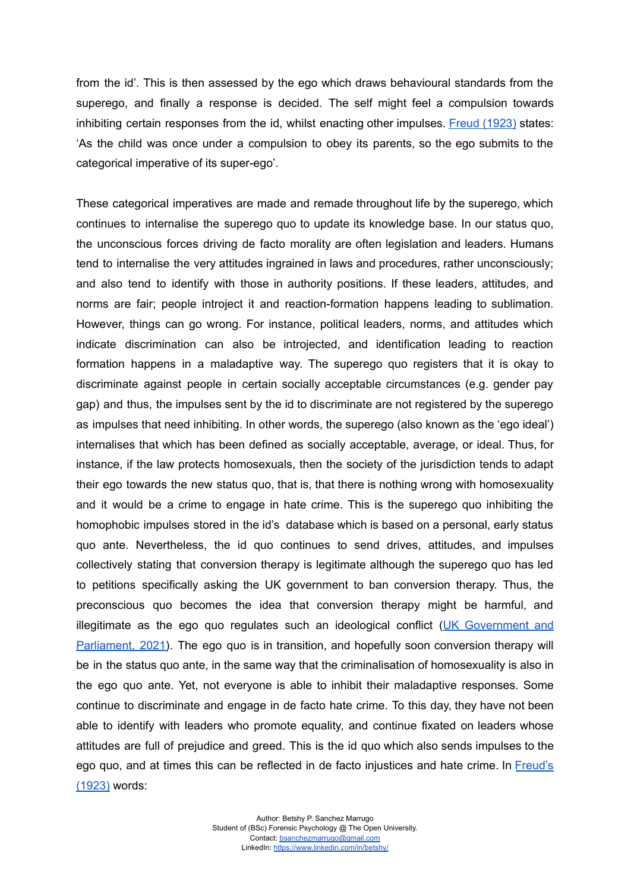from the id'. This is then assessed by the ego which draws behavioural standards from the superego, and finally a response is decided. The self might feel a compulsion towards inhibiting certain responses from the id, whilst enacting other impulses. Freud (1923) states: 'As the child was once under a compulsion to obey its parents, so the ego submits to the categorical imperative of its super-ego'.

These categorical imperatives are made and remade throughout life by the superego, which continues to internalise the superego quo to update its knowledge base. In our status quo, the unconscious forces driving de facto morality are often legislation and leaders. Humans tend to internalise the very attitudes ingrained in laws and procedures, rather unconsciously; and also tend to identify with those in authority positions. If these leaders, attitudes, and norms are fair; people introject it and reaction-formation happens leading to sublimation. However, things can go wrong. For instance, political leaders, norms, and attitudes which indicate discrimination can also be introjected, and identification leading to reaction formation happens in a maladaptive way. The superego quo registers that it is okay to discriminate against people in certain socially acceptable circumstances (e.g. gender pay gap) and thus, the impulses sent by the id to discriminate are not registered by the superego as impulses that need inhibiting. In other words, the superego (also known as the 'ego ideal') internalises that which has been defined as socially acceptable, average, or ideal. Thus, for instance, if the law protects homosexuals, then the society of the jurisdiction tends to adapt their ego towards the new status quo, that is, that there is nothing wrong with homosexuality and it would be a crime to engage in hate crime. This is the superego quo inhibiting the homophobic impulses stored in the id's database which is based on a personal, early status quo ante. Nevertheless, the id quo continues to send drives, attitudes, and impulses collectively stating that conversion therapy is legitimate although the superego quo has led to petitions specifically asking the UK government to ban conversion therapy. Thus, the preconscious quo becomes the idea that conversion therapy might be harmful, and illegitimate as the ego quo regulates such an ideological conflict (UK Government and Parliament, 2021). The ego quo is in transition, and hopefully soon conversion therapy will be in the status quo ante, in the same way that the criminalisation of homosexuality is also in the ego quo ante. Yet, not everyone is able to inhibit their maladaptive responses. Some continue to discriminate and engage in de facto hate crime. To this day, they have not been able to identify with leaders who promote equality, and continue fixated on leaders whose attitudes are full of prejudice and greed. This is the id quo which also sends impulses to the ego quo, and at times this can be reflected in de facto injustices and hate crime. In Freud's (1923) words: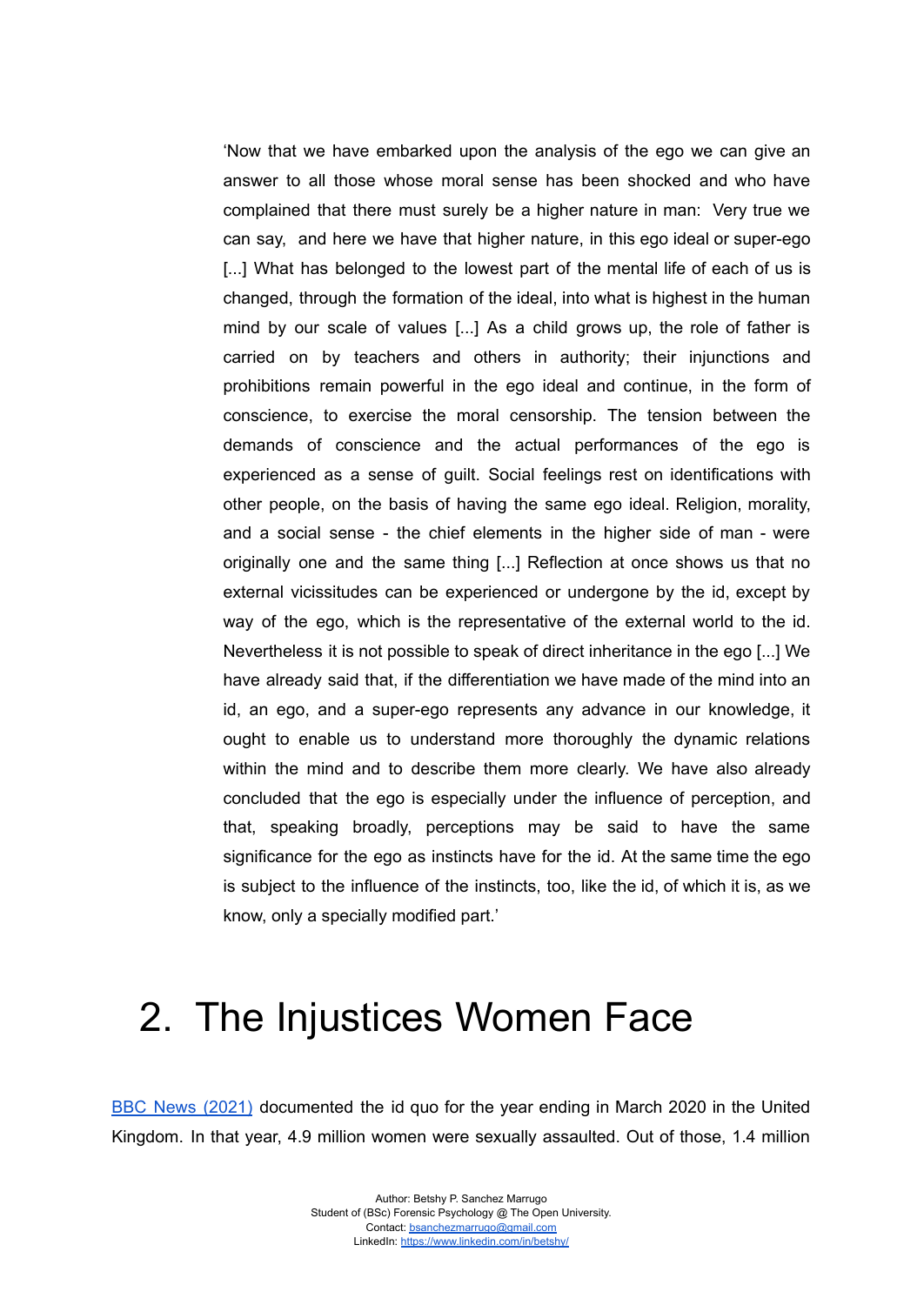> 'Now that we have embarked upon the analysis of the ego we can give an answer to all those whose moral sense has been shocked and who have complained that there must surely be a higher nature in man: Very true we can say, and here we have that higher nature, in this ego ideal or super-ego [...] What has belonged to the lowest part of the mental life of each of us is changed, through the formation of the ideal, into what is highest in the human mind by our scale of values [...] As a child grows up, the role of father is carried on by teachers and others in authority; their injunctions and prohibitions remain powerful in the ego ideal and continue, in the form of conscience, to exercise the moral censorship. The tension between the demands of conscience and the actual performances of the ego is experienced as a sense of guilt. Social feelings rest on identifications with other people, on the basis of having the same ego ideal. Religion, morality, and a social sense - the chief elements in the higher side of man - were originally one and the same thing [...] Reflection at once shows us that no external vicissitudes can be experienced or undergone by the id, except by way of the ego, which is the representative of the external world to the id. Nevertheless it is not possible to speak of direct inheritance in the ego [...] We have already said that, if the differentiation we have made of the mind into an id, an ego, and a super-ego represents any advance in our knowledge, it ought to enable us to understand more thoroughly the dynamic relations within the mind and to describe them more clearly. We have also already concluded that the ego is especially under the influence of perception, and that, speaking broadly, perceptions may be said to have the same significance for the ego as instincts have for the id. At the same time the ego is subject to the influence of the instincts, too, like the id, of which it is, as we know, only a specially modified part.'

# 2. The Injustices Women Face

BBC News (2021) documented the id quo for the year ending in March 2020 in the United Kingdom. In that year, 4.9 million women were sexually assaulted. Out of those, 1.4 million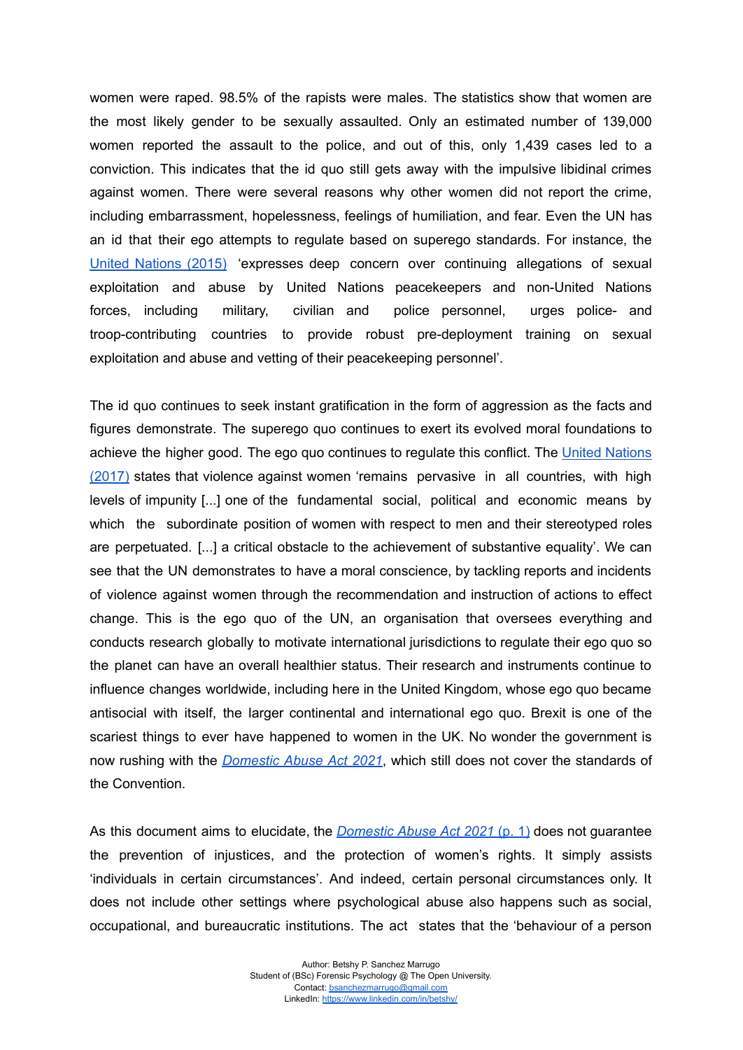women were raped. 98.5% of the rapists were males. The statistics show that women are the most likely gender to be sexually assaulted. Only an estimated number of 139,000 women reported the assault to the police, and out of this, only 1,439 cases led to a conviction. This indicates that the id quo still gets away with the impulsive libidinal crimes against women. There were several reasons why other women did not report the crime, including embarrassment, hopelessness, feelings of humiliation, and fear. Even the UN has an id that their ego attempts to regulate based on superego standards. For instance, the [United Nations (2015)](#) 'expresses deep concern over continuing allegations of sexual exploitation and abuse by United Nations peacekeepers and non-United Nations forces, including military, civilian and police personnel, urges police- and troop-contributing countries to provide robust pre-deployment training on sexual exploitation and abuse and vetting of their peacekeeping personnel'.

The id quo continues to seek instant gratification in the form of aggression as the facts and figures demonstrate. The superego quo continues to exert its evolved moral foundations to achieve the higher good. The ego quo continues to regulate this conflict. The [United Nations (2017)](#) states that violence against women 'remains pervasive in all countries, with high levels of impunity [...] one of the fundamental social, political and economic means by which the subordinate position of women with respect to men and their stereotyped roles are perpetuated. [...] a critical obstacle to the achievement of substantive equality'. We can see that the UN demonstrates to have a moral conscience, by tackling reports and incidents of violence against women through the recommendation and instruction of actions to effect change. This is the ego quo of the UN, an organisation that oversees everything and conducts research globally to motivate international jurisdictions to regulate their ego quo so the planet can have an overall healthier status. Their research and instruments continue to influence changes worldwide, including here in the United Kingdom, whose ego quo became antisocial with itself, the larger continental and international ego quo. Brexit is one of the scariest things to ever have happened to women in the UK. No wonder the government is now rushing with the [*Domestic Abuse Act 2021*](#), which still does not cover the standards of the Convention.

As this document aims to elucidate, the [*Domestic Abuse Act 2021* (p. 1)](#) does not guarantee the prevention of injustices, and the protection of women's rights. It simply assists 'individuals in certain circumstances'. And indeed, certain personal circumstances only. It does not include other settings where psychological abuse also happens such as social, occupational, and bureaucratic institutions. The act states that the 'behaviour of a person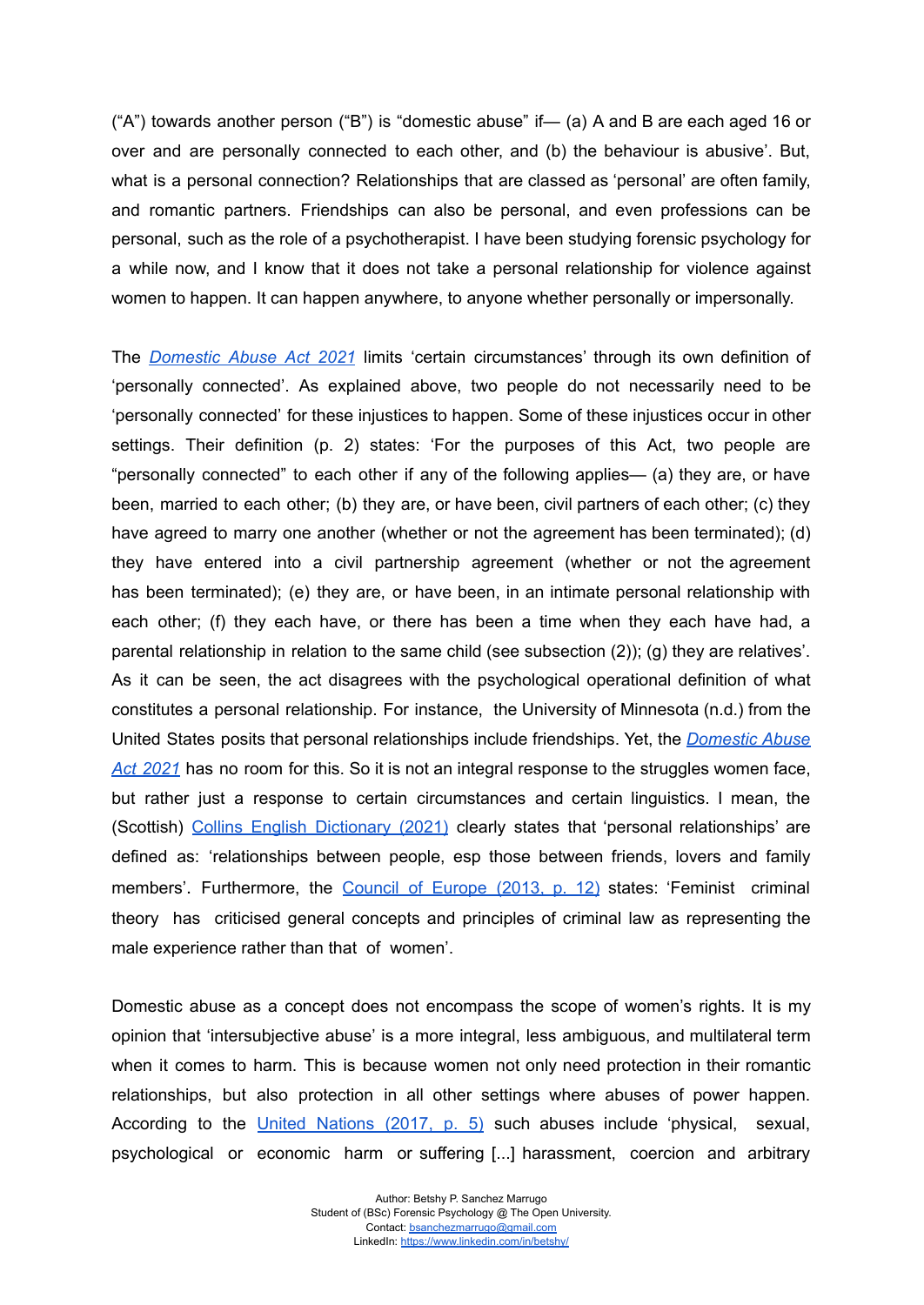("A") towards another person ("B") is "domestic abuse" if— (a) A and B are each aged 16 or over and are personally connected to each other, and (b) the behaviour is abusive'. But, what is a personal connection? Relationships that are classed as 'personal' are often family, and romantic partners. Friendships can also be personal, and even professions can be personal, such as the role of a psychotherapist. I have been studying forensic psychology for a while now, and I know that it does not take a personal relationship for violence against women to happen. It can happen anywhere, to anyone whether personally or impersonally.

The *Domestic Abuse Act 2021* limits 'certain circumstances' through its own definition of 'personally connected'. As explained above, two people do not necessarily need to be 'personally connected' for these injustices to happen. Some of these injustices occur in other settings. Their definition (p. 2) states: 'For the purposes of this Act, two people are "personally connected" to each other if any of the following applies— (a) they are, or have been, married to each other; (b) they are, or have been, civil partners of each other; (c) they have agreed to marry one another (whether or not the agreement has been terminated); (d) they have entered into a civil partnership agreement (whether or not the agreement has been terminated); (e) they are, or have been, in an intimate personal relationship with each other; (f) they each have, or there has been a time when they each have had, a parental relationship in relation to the same child (see subsection (2)); (g) they are relatives'. As it can be seen, the act disagrees with the psychological operational definition of what constitutes a personal relationship. For instance, the University of Minnesota (n.d.) from the United States posits that personal relationships include friendships. Yet, the *Domestic Abuse Act 2021* has no room for this. So it is not an integral response to the struggles women face, but rather just a response to certain circumstances and certain linguistics. I mean, the (Scottish) Collins English Dictionary (2021) clearly states that 'personal relationships' are defined as: 'relationships between people, esp those between friends, lovers and family members'. Furthermore, the Council of Europe (2013, p. 12) states: 'Feminist criminal theory has criticised general concepts and principles of criminal law as representing the male experience rather than that of women'.

Domestic abuse as a concept does not encompass the scope of women's rights. It is my opinion that 'intersubjective abuse' is a more integral, less ambiguous, and multilateral term when it comes to harm. This is because women not only need protection in their romantic relationships, but also protection in all other settings where abuses of power happen. According to the United Nations (2017, p. 5) such abuses include 'physical, sexual, psychological or economic harm or suffering [...] harassment, coercion and arbitrary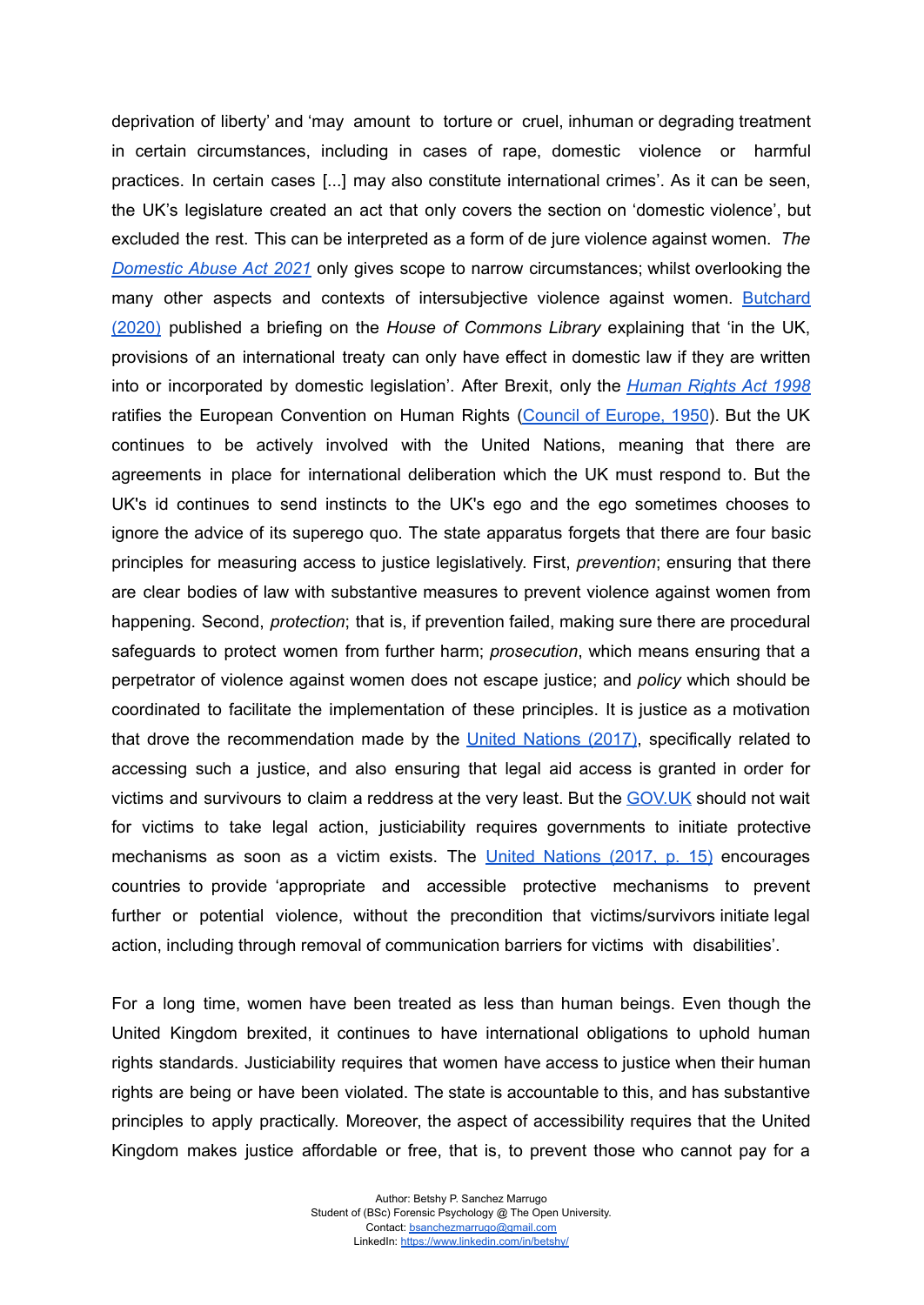deprivation of liberty' and 'may amount to torture or cruel, inhuman or degrading treatment in certain circumstances, including in cases of rape, domestic violence or harmful practices. In certain cases [...] may also constitute international crimes'. As it can be seen, the UK's legislature created an act that only covers the section on 'domestic violence', but excluded the rest. This can be interpreted as a form of de jure violence against women. *The Domestic Abuse Act 2021* only gives scope to narrow circumstances; whilst overlooking the many other aspects and contexts of intersubjective violence against women. Butchard (2020) published a briefing on the *House of Commons Library* explaining that 'in the UK, provisions of an international treaty can only have effect in domestic law if they are written into or incorporated by domestic legislation'. After Brexit, only the *Human Rights Act 1998* ratifies the European Convention on Human Rights (Council of Europe, 1950). But the UK continues to be actively involved with the United Nations, meaning that there are agreements in place for international deliberation which the UK must respond to. But the UK's id continues to send instincts to the UK's ego and the ego sometimes chooses to ignore the advice of its superego quo. The state apparatus forgets that there are four basic principles for measuring access to justice legislatively. First, *prevention*; ensuring that there are clear bodies of law with substantive measures to prevent violence against women from happening. Second, *protection*; that is, if prevention failed, making sure there are procedural safeguards to protect women from further harm; *prosecution*, which means ensuring that a perpetrator of violence against women does not escape justice; and *policy* which should be coordinated to facilitate the implementation of these principles. It is justice as a motivation that drove the recommendation made by the United Nations (2017), specifically related to accessing such a justice, and also ensuring that legal aid access is granted in order for victims and survivours to claim a reddress at the very least. But the GOV.UK should not wait for victims to take legal action, justiciability requires governments to initiate protective mechanisms as soon as a victim exists. The United Nations (2017, p. 15) encourages countries to provide 'appropriate and accessible protective mechanisms to prevent further or potential violence, without the precondition that victims/survivors initiate legal action, including through removal of communication barriers for victims with disabilities'.

For a long time, women have been treated as less than human beings. Even though the United Kingdom brexited, it continues to have international obligations to uphold human rights standards. Justiciability requires that women have access to justice when their human rights are being or have been violated. The state is accountable to this, and has substantive principles to apply practically. Moreover, the aspect of accessibility requires that the United Kingdom makes justice affordable or free, that is, to prevent those who cannot pay for a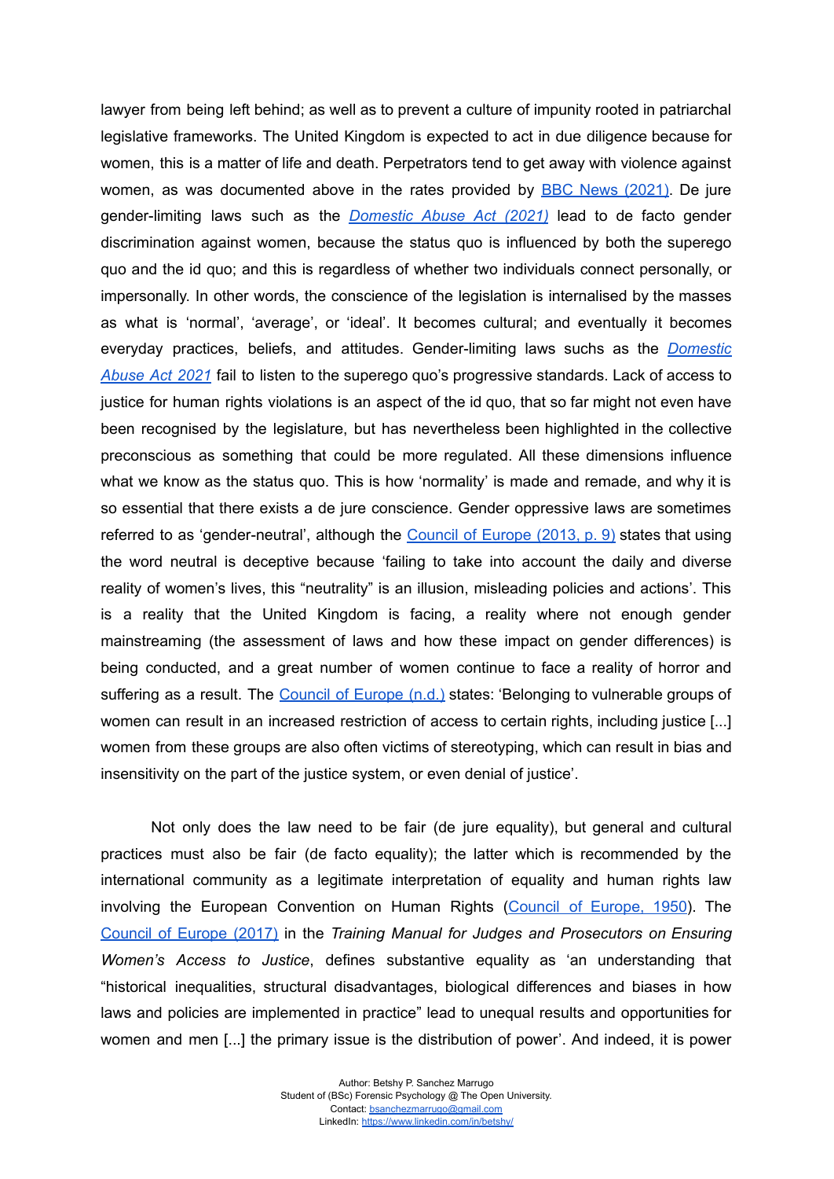lawyer from being left behind; as well as to prevent a culture of impunity rooted in patriarchal legislative frameworks. The United Kingdom is expected to act in due diligence because for women, this is a matter of life and death. Perpetrators tend to get away with violence against women, as was documented above in the rates provided by BBC News (2021). De jure gender-limiting laws such as the *Domestic Abuse Act (2021)* lead to de facto gender discrimination against women, because the status quo is influenced by both the superego quo and the id quo; and this is regardless of whether two individuals connect personally, or impersonally. In other words, the conscience of the legislation is internalised by the masses as what is 'normal', 'average', or 'ideal'. It becomes cultural; and eventually it becomes everyday practices, beliefs, and attitudes. Gender-limiting laws suchs as the *Domestic Abuse Act 2021* fail to listen to the superego quo's progressive standards. Lack of access to justice for human rights violations is an aspect of the id quo, that so far might not even have been recognised by the legislature, but has nevertheless been highlighted in the collective preconscious as something that could be more regulated. All these dimensions influence what we know as the status quo. This is how 'normality' is made and remade, and why it is so essential that there exists a de jure conscience. Gender oppressive laws are sometimes referred to as 'gender-neutral', although the Council of Europe (2013, p. 9) states that using the word neutral is deceptive because 'failing to take into account the daily and diverse reality of women's lives, this "neutrality" is an illusion, misleading policies and actions'. This is a reality that the United Kingdom is facing, a reality where not enough gender mainstreaming (the assessment of laws and how these impact on gender differences) is being conducted, and a great number of women continue to face a reality of horror and suffering as a result. The Council of Europe (n.d.) states: 'Belonging to vulnerable groups of women can result in an increased restriction of access to certain rights, including justice [...] women from these groups are also often victims of stereotyping, which can result in bias and insensitivity on the part of the justice system, or even denial of justice'.

Not only does the law need to be fair (de jure equality), but general and cultural practices must also be fair (de facto equality); the latter which is recommended by the international community as a legitimate interpretation of equality and human rights law involving the European Convention on Human Rights (Council of Europe, 1950). The Council of Europe (2017) in the *Training Manual for Judges and Prosecutors on Ensuring Women's Access to Justice*, defines substantive equality as 'an understanding that "historical inequalities, structural disadvantages, biological differences and biases in how laws and policies are implemented in practice" lead to unequal results and opportunities for women and men [...] the primary issue is the distribution of power'. And indeed, it is power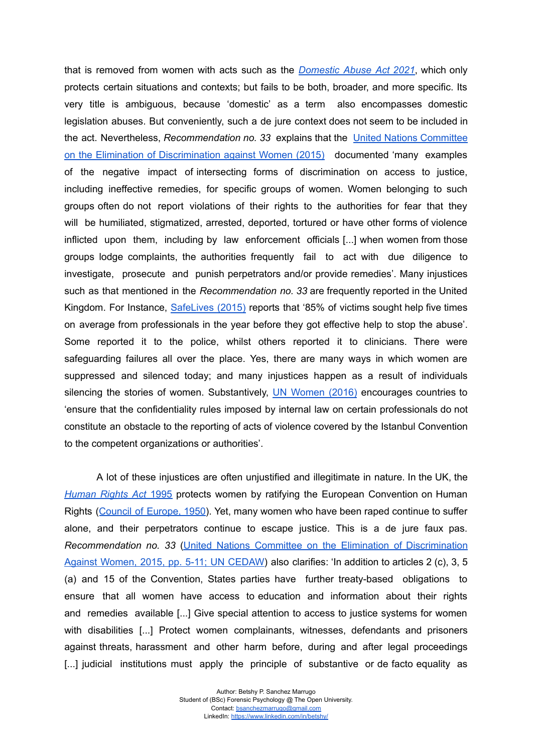that is removed from women with acts such as the *Domestic Abuse Act 2021*, which only protects certain situations and contexts; but fails to be both, broader, and more specific. Its very title is ambiguous, because 'domestic' as a term also encompasses domestic legislation abuses. But conveniently, such a de jure context does not seem to be included in the act. Nevertheless, *Recommendation no. 33* explains that the United Nations Committee on the Elimination of Discrimination against Women (2015) documented 'many examples of the negative impact of intersecting forms of discrimination on access to justice, including ineffective remedies, for specific groups of women. Women belonging to such groups often do not report violations of their rights to the authorities for fear that they will be humiliated, stigmatized, arrested, deported, tortured or have other forms of violence inflicted upon them, including by law enforcement officials [...] when women from those groups lodge complaints, the authorities frequently fail to act with due diligence to investigate, prosecute and punish perpetrators and/or provide remedies'. Many injustices such as that mentioned in the *Recommendation no. 33* are frequently reported in the United Kingdom. For Instance, SafeLives (2015) reports that '85% of victims sought help five times on average from professionals in the year before they got effective help to stop the abuse'. Some reported it to the police, whilst others reported it to clinicians. There were safeguarding failures all over the place. Yes, there are many ways in which women are suppressed and silenced today; and many injustices happen as a result of individuals silencing the stories of women. Substantively, UN Women (2016) encourages countries to 'ensure that the confidentiality rules imposed by internal law on certain professionals do not constitute an obstacle to the reporting of acts of violence covered by the Istanbul Convention to the competent organizations or authorities'.

A lot of these injustices are often unjustified and illegitimate in nature. In the UK, the *Human Rights Act* 1995 protects women by ratifying the European Convention on Human Rights (Council of Europe, 1950). Yet, many women who have been raped continue to suffer alone, and their perpetrators continue to escape justice. This is a de jure faux pas. *Recommendation no. 33* (United Nations Committee on the Elimination of Discrimination Against Women, 2015, pp. 5-11; UN CEDAW) also clarifies: 'In addition to articles 2 (c), 3, 5 (a) and 15 of the Convention, States parties have further treaty-based obligations to ensure that all women have access to education and information about their rights and remedies available [...] Give special attention to access to justice systems for women with disabilities [...] Protect women complainants, witnesses, defendants and prisoners against threats, harassment and other harm before, during and after legal proceedings [...] judicial institutions must apply the principle of substantive or de facto equality as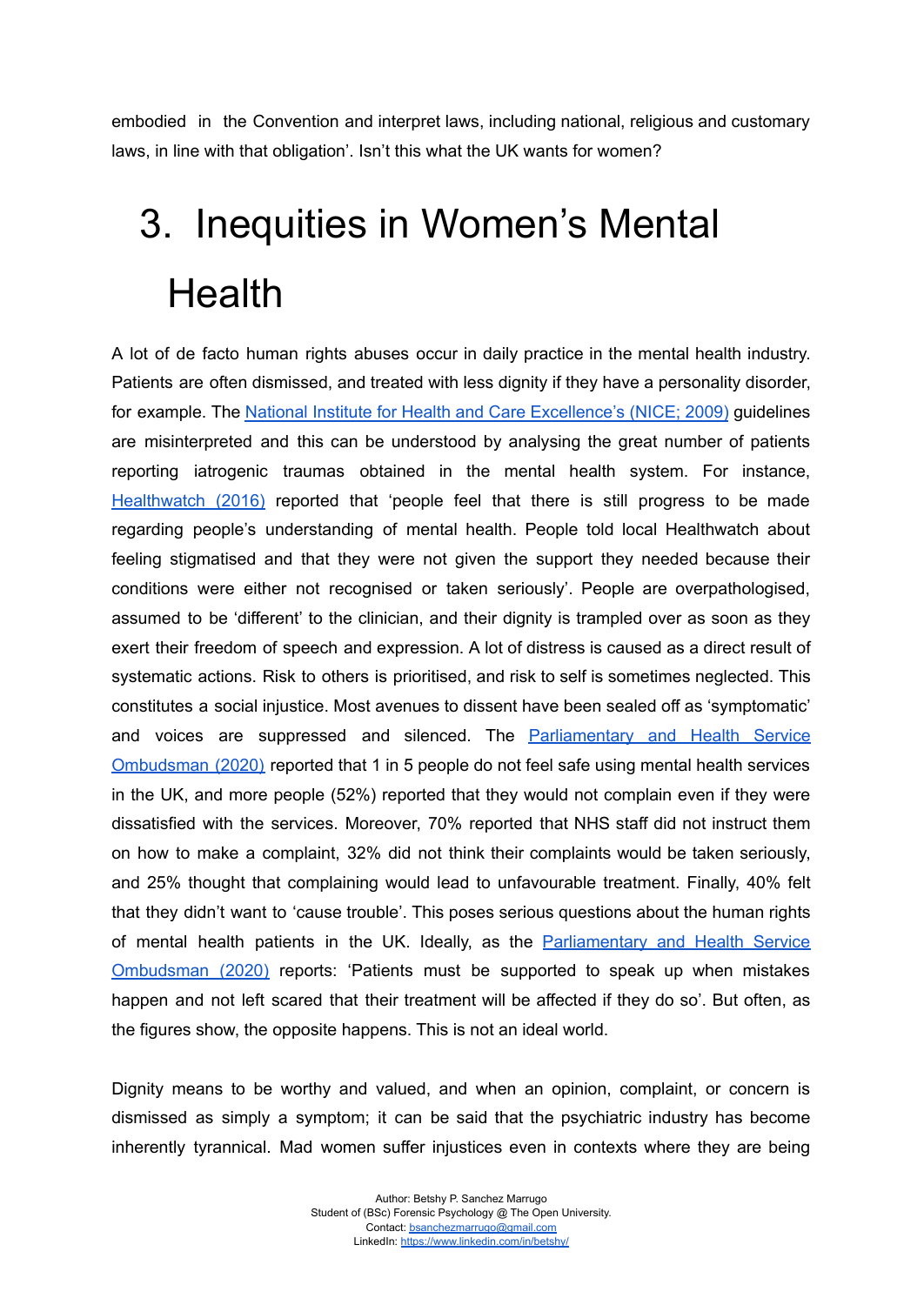embodied in the Convention and interpret laws, including national, religious and customary laws, in line with that obligation'. Isn't this what the UK wants for women?

# 3. Inequities in Women's Mental Health

A lot of de facto human rights abuses occur in daily practice in the mental health industry. Patients are often dismissed, and treated with less dignity if they have a personality disorder, for example. The [National Institute for Health and Care Excellence's (NICE; 2009)](#) guidelines are misinterpreted and this can be understood by analysing the great number of patients reporting iatrogenic traumas obtained in the mental health system. For instance, [Healthwatch (2016)](#) reported that 'people feel that there is still progress to be made regarding people's understanding of mental health. People told local Healthwatch about feeling stigmatised and that they were not given the support they needed because their conditions were either not recognised or taken seriously'. People are overpathologised, assumed to be 'different' to the clinician, and their dignity is trampled over as soon as they exert their freedom of speech and expression. A lot of distress is caused as a direct result of systematic actions. Risk to others is prioritised, and risk to self is sometimes neglected. This constitutes a social injustice. Most avenues to dissent have been sealed off as 'symptomatic' and voices are suppressed and silenced. The [Parliamentary and Health Service Ombudsman (2020)](#) reported that 1 in 5 people do not feel safe using mental health services in the UK, and more people (52%) reported that they would not complain even if they were dissatisfied with the services. Moreover, 70% reported that NHS staff did not instruct them on how to make a complaint, 32% did not think their complaints would be taken seriously, and 25% thought that complaining would lead to unfavourable treatment. Finally, 40% felt that they didn't want to 'cause trouble'. This poses serious questions about the human rights of mental health patients in the UK. Ideally, as the [Parliamentary and Health Service Ombudsman (2020)](#) reports: 'Patients must be supported to speak up when mistakes happen and not left scared that their treatment will be affected if they do so'. But often, as the figures show, the opposite happens. This is not an ideal world.

Dignity means to be worthy and valued, and when an opinion, complaint, or concern is dismissed as simply a symptom; it can be said that the psychiatric industry has become inherently tyrannical. Mad women suffer injustices even in contexts where they are being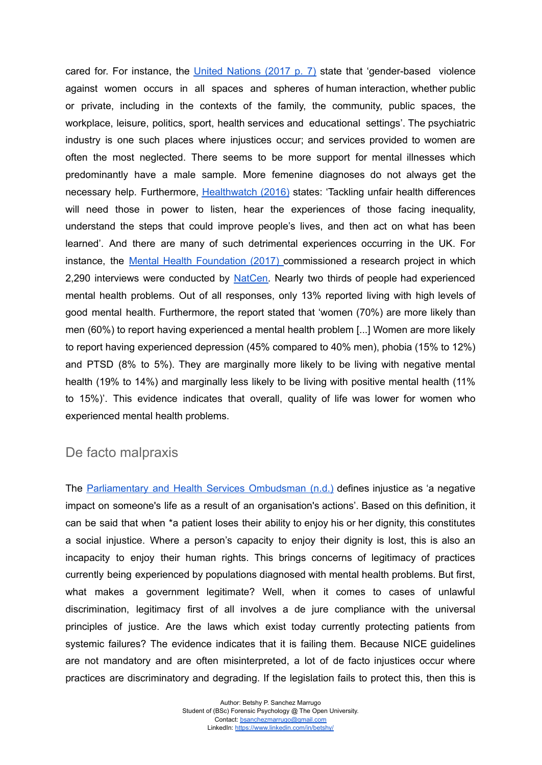cared for. For instance, the [United Nations (2017 p. 7)](#) state that 'gender-based violence against women occurs in all spaces and spheres of human interaction, whether public or private, including in the contexts of the family, the community, public spaces, the workplace, leisure, politics, sport, health services and educational settings'. The psychiatric industry is one such places where injustices occur; and services provided to women are often the most neglected. There seems to be more support for mental illnesses which predominantly have a male sample. More femenine diagnoses do not always get the necessary help. Furthermore, [Healthwatch (2016)](#) states: 'Tackling unfair health differences will need those in power to listen, hear the experiences of those facing inequality, understand the steps that could improve people's lives, and then act on what has been learned'. And there are many of such detrimental experiences occurring in the UK. For instance, the [Mental Health Foundation (2017)](#) commissioned a research project in which 2,290 interviews were conducted by [NatCen](#). Nearly two thirds of people had experienced mental health problems. Out of all responses, only 13% reported living with high levels of good mental health. Furthermore, the report stated that 'women (70%) are more likely than men (60%) to report having experienced a mental health problem [...] Women are more likely to report having experienced depression (45% compared to 40% men), phobia (15% to 12%) and PTSD (8% to 5%). They are marginally more likely to be living with negative mental health (19% to 14%) and marginally less likely to be living with positive mental health (11% to 15%)'. This evidence indicates that overall, quality of life was lower for women who experienced mental health problems.

## De facto malpraxis

The [Parliamentary and Health Services Ombudsman (n.d.)](#) defines injustice as 'a negative impact on someone's life as a result of an organisation's actions'. Based on this definition, it can be said that when *a patient loses their ability to enjoy his or her dignity, this constitutes a social injustice. Where a person's capacity to enjoy their dignity is lost, this is also an incapacity to enjoy their human rights. This brings concerns of legitimacy of practices currently being experienced by populations diagnosed with mental health problems. But first, what makes a government legitimate? Well, when it comes to cases of unlawful discrimination, legitimacy first of all involves a de jure compliance with the universal principles of justice. Are the laws which exist today currently protecting patients from systemic failures? The evidence indicates that it is failing them. Because NICE guidelines are not mandatory and are often misinterpreted, a lot of de facto injustices occur where practices are discriminatory and degrading. If the legislation fails to protect this, then this is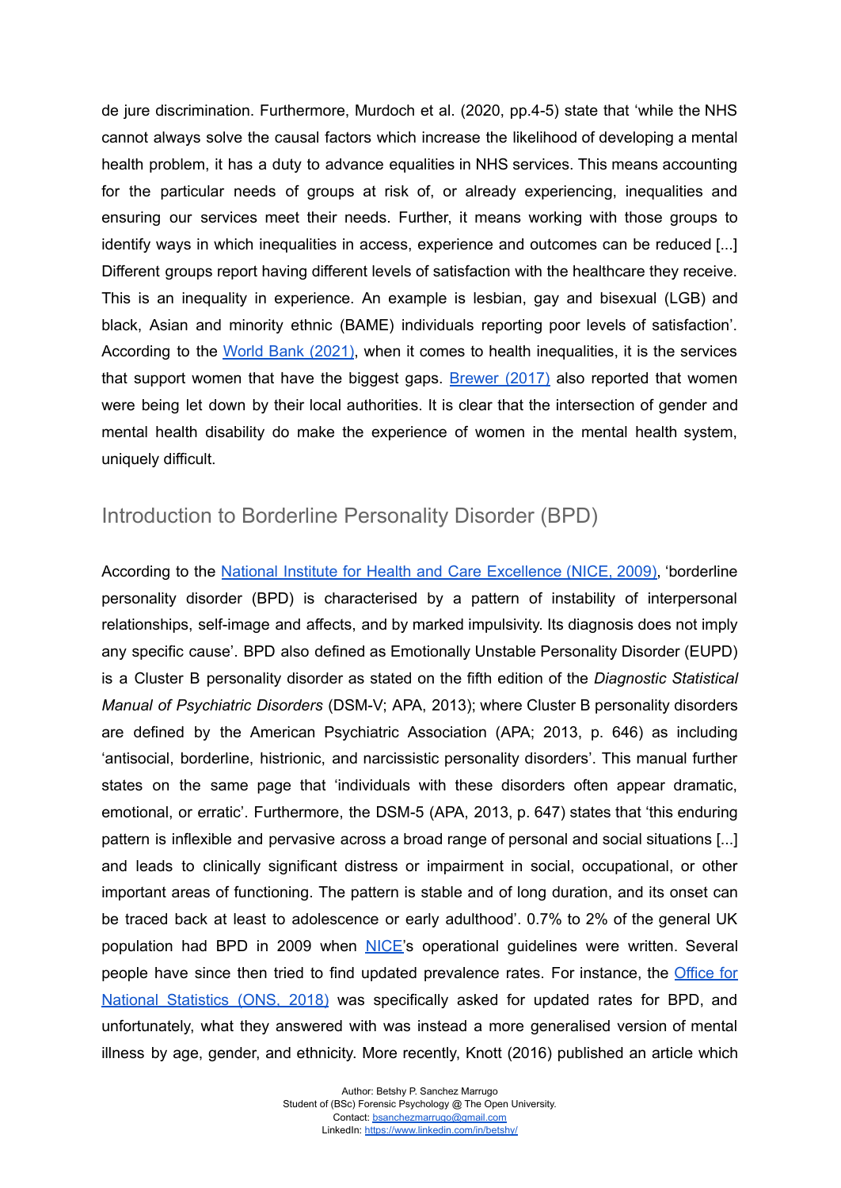de jure discrimination. Furthermore, Murdoch et al. (2020, pp.4-5) state that 'while the NHS cannot always solve the causal factors which increase the likelihood of developing a mental health problem, it has a duty to advance equalities in NHS services. This means accounting for the particular needs of groups at risk of, or already experiencing, inequalities and ensuring our services meet their needs. Further, it means working with those groups to identify ways in which inequalities in access, experience and outcomes can be reduced [...] Different groups report having different levels of satisfaction with the healthcare they receive. This is an inequality in experience. An example is lesbian, gay and bisexual (LGB) and black, Asian and minority ethnic (BAME) individuals reporting poor levels of satisfaction'. According to the World Bank (2021), when it comes to health inequalities, it is the services that support women that have the biggest gaps. Brewer (2017) also reported that women were being let down by their local authorities. It is clear that the intersection of gender and mental health disability do make the experience of women in the mental health system, uniquely difficult.

## Introduction to Borderline Personality Disorder (BPD)

According to the National Institute for Health and Care Excellence (NICE, 2009), 'borderline personality disorder (BPD) is characterised by a pattern of instability of interpersonal relationships, self-image and affects, and by marked impulsivity. Its diagnosis does not imply any specific cause'. BPD also defined as Emotionally Unstable Personality Disorder (EUPD) is a Cluster B personality disorder as stated on the fifth edition of the *Diagnostic Statistical Manual of Psychiatric Disorders* (DSM-V; APA, 2013); where Cluster B personality disorders are defined by the American Psychiatric Association (APA; 2013, p. 646) as including 'antisocial, borderline, histrionic, and narcissistic personality disorders'. This manual further states on the same page that 'individuals with these disorders often appear dramatic, emotional, or erratic'. Furthermore, the DSM-5 (APA, 2013, p. 647) states that 'this enduring pattern is inflexible and pervasive across a broad range of personal and social situations [...] and leads to clinically significant distress or impairment in social, occupational, or other important areas of functioning. The pattern is stable and of long duration, and its onset can be traced back at least to adolescence or early adulthood'. 0.7% to 2% of the general UK population had BPD in 2009 when NICE's operational guidelines were written. Several people have since then tried to find updated prevalence rates. For instance, the Office for National Statistics (ONS, 2018) was specifically asked for updated rates for BPD, and unfortunately, what they answered with was instead a more generalised version of mental illness by age, gender, and ethnicity. More recently, Knott (2016) published an article which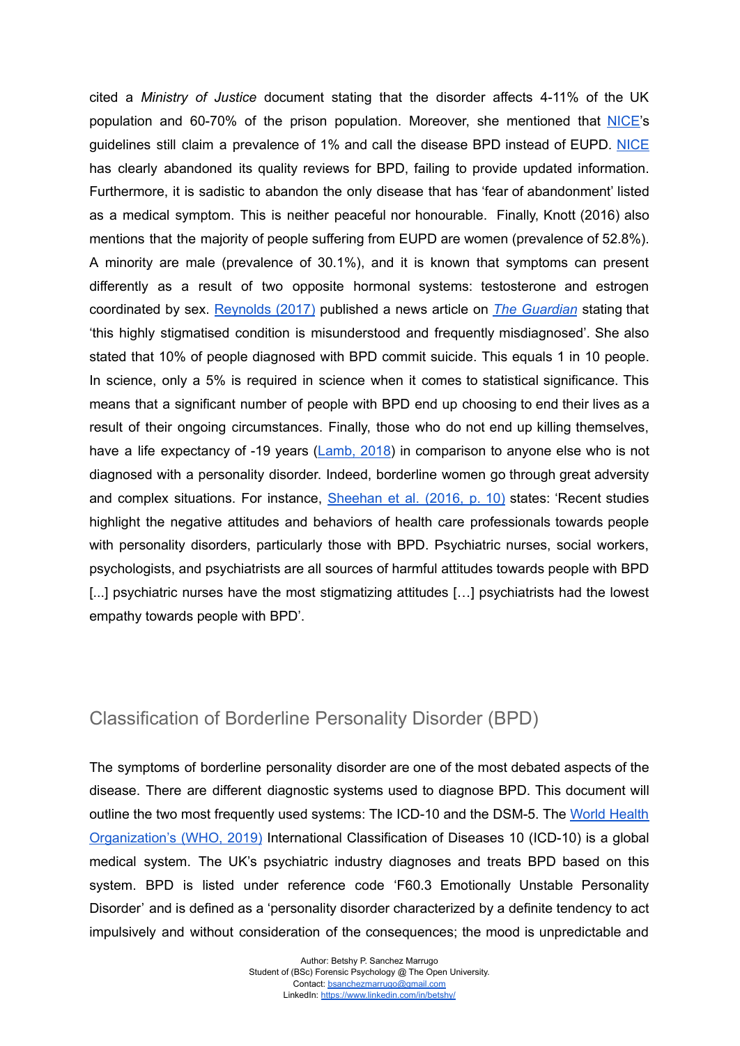cited a *Ministry of Justice* document stating that the disorder affects 4-11% of the UK population and 60-70% of the prison population. Moreover, she mentioned that NICE's guidelines still claim a prevalence of 1% and call the disease BPD instead of EUPD. NICE has clearly abandoned its quality reviews for BPD, failing to provide updated information. Furthermore, it is sadistic to abandon the only disease that has 'fear of abandonment' listed as a medical symptom. This is neither peaceful nor honourable. Finally, Knott (2016) also mentions that the majority of people suffering from EUPD are women (prevalence of 52.8%). A minority are male (prevalence of 30.1%), and it is known that symptoms can present differently as a result of two opposite hormonal systems: testosterone and estrogen coordinated by sex. Reynolds (2017) published a news article on *The Guardian* stating that 'this highly stigmatised condition is misunderstood and frequently misdiagnosed'. She also stated that 10% of people diagnosed with BPD commit suicide. This equals 1 in 10 people. In science, only a 5% is required in science when it comes to statistical significance. This means that a significant number of people with BPD end up choosing to end their lives as a result of their ongoing circumstances. Finally, those who do not end up killing themselves, have a life expectancy of -19 years (Lamb, 2018) in comparison to anyone else who is not diagnosed with a personality disorder. Indeed, borderline women go through great adversity and complex situations. For instance, Sheehan et al. (2016, p. 10) states: 'Recent studies highlight the negative attitudes and behaviors of health care professionals towards people with personality disorders, particularly those with BPD. Psychiatric nurses, social workers, psychologists, and psychiatrists are all sources of harmful attitudes towards people with BPD [...] psychiatric nurses have the most stigmatizing attitudes […] psychiatrists had the lowest empathy towards people with BPD'.

## Classification of Borderline Personality Disorder (BPD)

The symptoms of borderline personality disorder are one of the most debated aspects of the disease. There are different diagnostic systems used to diagnose BPD. This document will outline the two most frequently used systems: The ICD-10 and the DSM-5. The World Health Organization's (WHO, 2019) International Classification of Diseases 10 (ICD-10) is a global medical system. The UK's psychiatric industry diagnoses and treats BPD based on this system. BPD is listed under reference code 'F60.3 Emotionally Unstable Personality Disorder' and is defined as a 'personality disorder characterized by a definite tendency to act impulsively and without consideration of the consequences; the mood is unpredictable and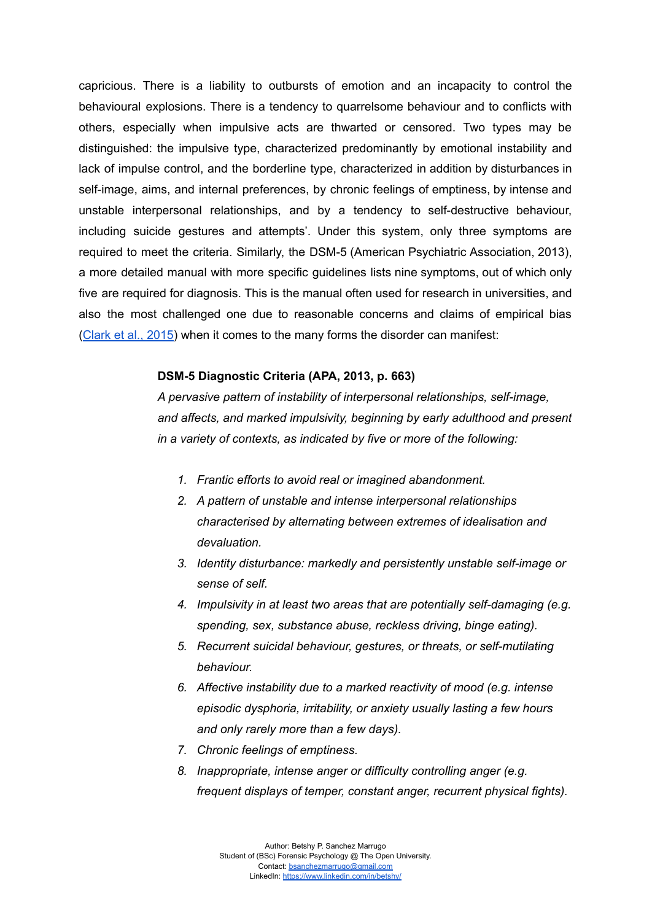capricious. There is a liability to outbursts of emotion and an incapacity to control the behavioural explosions. There is a tendency to quarrelsome behaviour and to conflicts with others, especially when impulsive acts are thwarted or censored. Two types may be distinguished: the impulsive type, characterized predominantly by emotional instability and lack of impulse control, and the borderline type, characterized in addition by disturbances in self-image, aims, and internal preferences, by chronic feelings of emptiness, by intense and unstable interpersonal relationships, and by a tendency to self-destructive behaviour, including suicide gestures and attempts'. Under this system, only three symptoms are required to meet the criteria. Similarly, the DSM-5 (American Psychiatric Association, 2013), a more detailed manual with more specific guidelines lists nine symptoms, out of which only five are required for diagnosis. This is the manual often used for research in universities, and also the most challenged one due to reasonable concerns and claims of empirical bias ([Clark et al., 2015](#)) when it comes to the many forms the disorder can manifest:

> **DSM-5 Diagnostic Criteria (APA, 2013, p. 663)**
>
> *A pervasive pattern of instability of interpersonal relationships, self-image, and affects, and marked impulsivity, beginning by early adulthood and present in a variety of contexts, as indicated by five or more of the following:*
>
> 1. *Frantic efforts to avoid real or imagined abandonment.*
> 2. *A pattern of unstable and intense interpersonal relationships characterised by alternating between extremes of idealisation and devaluation.*
> 3. *Identity disturbance: markedly and persistently unstable self-image or sense of self.*
> 4. *Impulsivity in at least two areas that are potentially self-damaging (e.g. spending, sex, substance abuse, reckless driving, binge eating).*
> 5. *Recurrent suicidal behaviour, gestures, or threats, or self-mutilating behaviour.*
> 6. *Affective instability due to a marked reactivity of mood (e.g. intense episodic dysphoria, irritability, or anxiety usually lasting a few hours and only rarely more than a few days).*
> 7. *Chronic feelings of emptiness.*
> 8. *Inappropriate, intense anger or difficulty controlling anger (e.g. frequent displays of temper, constant anger, recurrent physical fights).*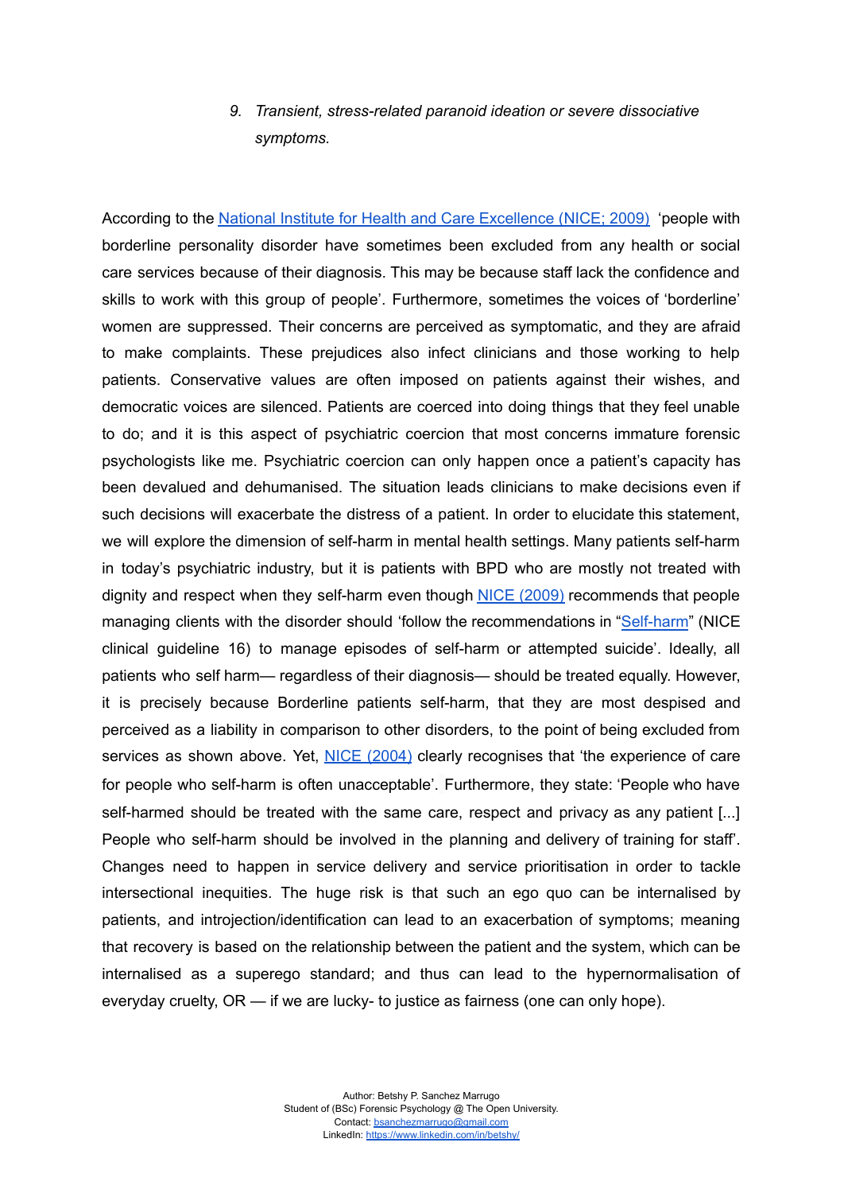9. *Transient, stress-related paranoid ideation or severe dissociative symptoms.*

According to the [National Institute for Health and Care Excellence (NICE; 2009)](#) 'people with borderline personality disorder have sometimes been excluded from any health or social care services because of their diagnosis. This may be because staff lack the confidence and skills to work with this group of people'. Furthermore, sometimes the voices of 'borderline' women are suppressed. Their concerns are perceived as symptomatic, and they are afraid to make complaints. These prejudices also infect clinicians and those working to help patients. Conservative values are often imposed on patients against their wishes, and democratic voices are silenced. Patients are coerced into doing things that they feel unable to do; and it is this aspect of psychiatric coercion that most concerns immature forensic psychologists like me. Psychiatric coercion can only happen once a patient's capacity has been devalued and dehumanised. The situation leads clinicians to make decisions even if such decisions will exacerbate the distress of a patient. In order to elucidate this statement, we will explore the dimension of self-harm in mental health settings. Many patients self-harm in today's psychiatric industry, but it is patients with BPD who are mostly not treated with dignity and respect when they self-harm even though [NICE (2009)](#) recommends that people managing clients with the disorder should 'follow the recommendations in "[Self-harm](#)" (NICE clinical guideline 16) to manage episodes of self-harm or attempted suicide'. Ideally, all patients who self harm— regardless of their diagnosis— should be treated equally. However, it is precisely because Borderline patients self-harm, that they are most despised and perceived as a liability in comparison to other disorders, to the point of being excluded from services as shown above. Yet, [NICE (2004)](#) clearly recognises that 'the experience of care for people who self-harm is often unacceptable'. Furthermore, they state: 'People who have self-harmed should be treated with the same care, respect and privacy as any patient [...] People who self-harm should be involved in the planning and delivery of training for staff'. Changes need to happen in service delivery and service prioritisation in order to tackle intersectional inequities. The huge risk is that such an ego quo can be internalised by patients, and introjection/identification can lead to an exacerbation of symptoms; meaning that recovery is based on the relationship between the patient and the system, which can be internalised as a superego standard; and thus can lead to the hypernormalisation of everyday cruelty, OR — if we are lucky- to justice as fairness (one can only hope).

Author: Betshy P. Sanchez Marrugo
Student of (BSc) Forensic Psychology @ The Open University.
Contact: bsanchezmarrugo@gmail.com
LinkedIn: https://www.linkedin.com/in/betshy/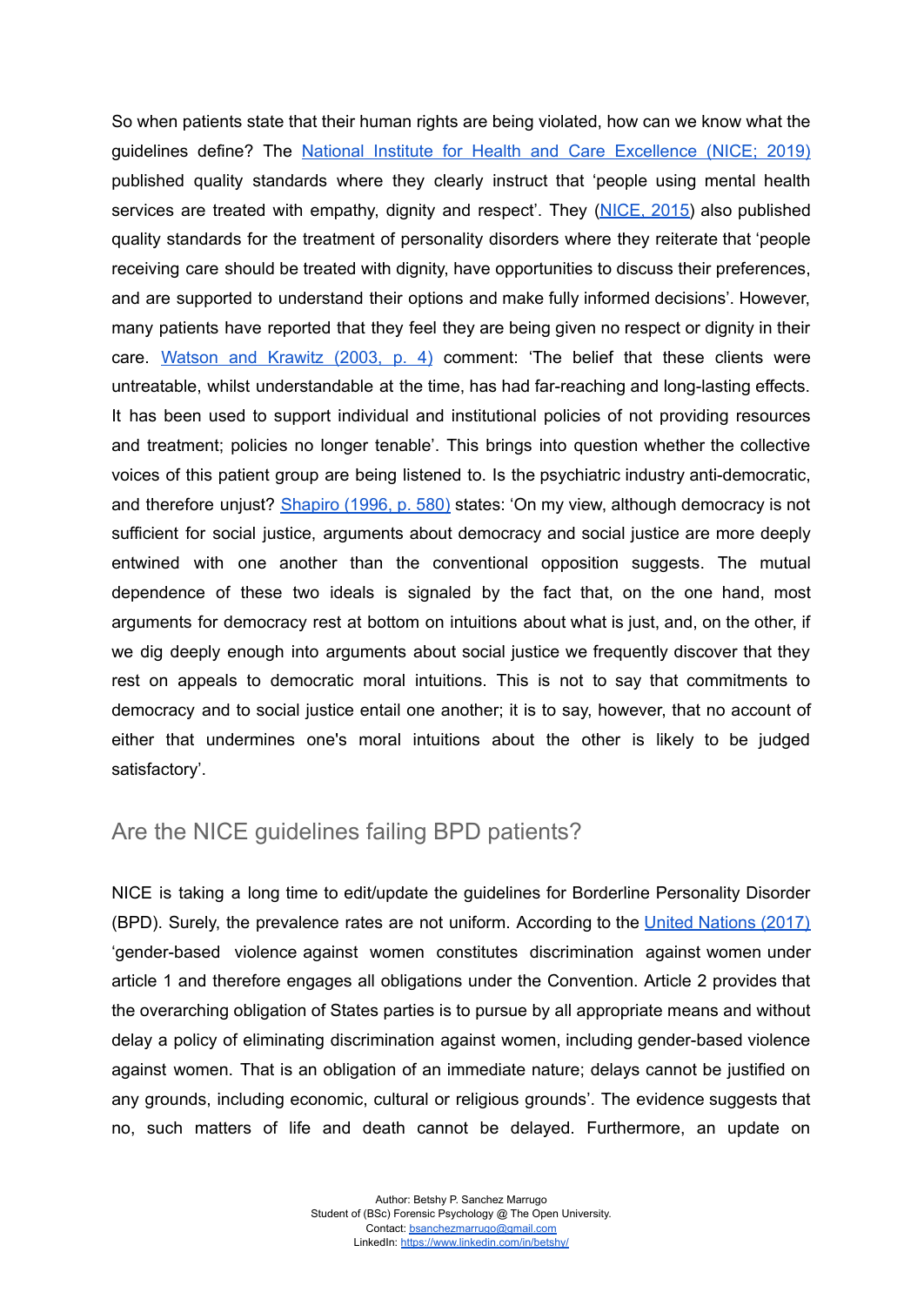So when patients state that their human rights are being violated, how can we know what the guidelines define? The [National Institute for Health and Care Excellence (NICE; 2019)](#) published quality standards where they clearly instruct that 'people using mental health services are treated with empathy, dignity and respect'. They ([NICE, 2015](#)) also published quality standards for the treatment of personality disorders where they reiterate that 'people receiving care should be treated with dignity, have opportunities to discuss their preferences, and are supported to understand their options and make fully informed decisions'. However, many patients have reported that they feel they are being given no respect or dignity in their care. [Watson and Krawitz (2003, p. 4)](#) comment: 'The belief that these clients were untreatable, whilst understandable at the time, has had far-reaching and long-lasting effects. It has been used to support individual and institutional policies of not providing resources and treatment; policies no longer tenable'. This brings into question whether the collective voices of this patient group are being listened to. Is the psychiatric industry anti-democratic, and therefore unjust? [Shapiro (1996, p. 580)](#) states: 'On my view, although democracy is not sufficient for social justice, arguments about democracy and social justice are more deeply entwined with one another than the conventional opposition suggests. The mutual dependence of these two ideals is signaled by the fact that, on the one hand, most arguments for democracy rest at bottom on intuitions about what is just, and, on the other, if we dig deeply enough into arguments about social justice we frequently discover that they rest on appeals to democratic moral intuitions. This is not to say that commitments to democracy and to social justice entail one another; it is to say, however, that no account of either that undermines one's moral intuitions about the other is likely to be judged satisfactory'.

## Are the NICE guidelines failing BPD patients?

NICE is taking a long time to edit/update the guidelines for Borderline Personality Disorder (BPD). Surely, the prevalence rates are not uniform. According to the [United Nations (2017)](#) 'gender-based violence against women constitutes discrimination against women under article 1 and therefore engages all obligations under the Convention. Article 2 provides that the overarching obligation of States parties is to pursue by all appropriate means and without delay a policy of eliminating discrimination against women, including gender-based violence against women. That is an obligation of an immediate nature; delays cannot be justified on any grounds, including economic, cultural or religious grounds'. The evidence suggests that no, such matters of life and death cannot be delayed. Furthermore, an update on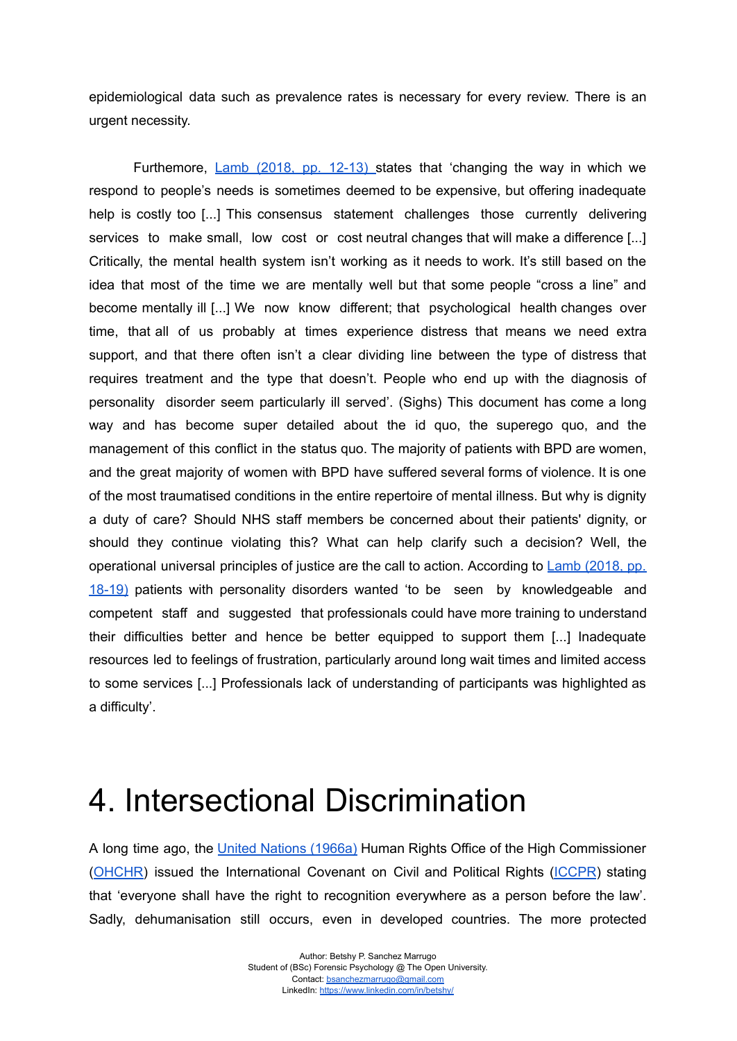epidemiological data such as prevalence rates is necessary for every review. There is an urgent necessity.

Furthemore, Lamb (2018, pp. 12-13) states that 'changing the way in which we respond to people's needs is sometimes deemed to be expensive, but offering inadequate help is costly too [...] This consensus statement challenges those currently delivering services to make small, low cost or cost neutral changes that will make a difference [...] Critically, the mental health system isn't working as it needs to work. It's still based on the idea that most of the time we are mentally well but that some people "cross a line" and become mentally ill [...] We now know different; that psychological health changes over time, that all of us probably at times experience distress that means we need extra support, and that there often isn't a clear dividing line between the type of distress that requires treatment and the type that doesn't. People who end up with the diagnosis of personality disorder seem particularly ill served'. (Sighs) This document has come a long way and has become super detailed about the id quo, the superego quo, and the management of this conflict in the status quo. The majority of patients with BPD are women, and the great majority of women with BPD have suffered several forms of violence. It is one of the most traumatised conditions in the entire repertoire of mental illness. But why is dignity a duty of care? Should NHS staff members be concerned about their patients' dignity, or should they continue violating this? What can help clarify such a decision? Well, the operational universal principles of justice are the call to action. According to Lamb (2018, pp. 18-19) patients with personality disorders wanted 'to be seen by knowledgeable and competent staff and suggested that professionals could have more training to understand their difficulties better and hence be better equipped to support them [...] Inadequate resources led to feelings of frustration, particularly around long wait times and limited access to some services [...] Professionals lack of understanding of participants was highlighted as a difficulty'.

# 4. Intersectional Discrimination

A long time ago, the United Nations (1966a) Human Rights Office of the High Commissioner (OHCHR) issued the International Covenant on Civil and Political Rights (ICCPR) stating that 'everyone shall have the right to recognition everywhere as a person before the law'. Sadly, dehumanisation still occurs, even in developed countries. The more protected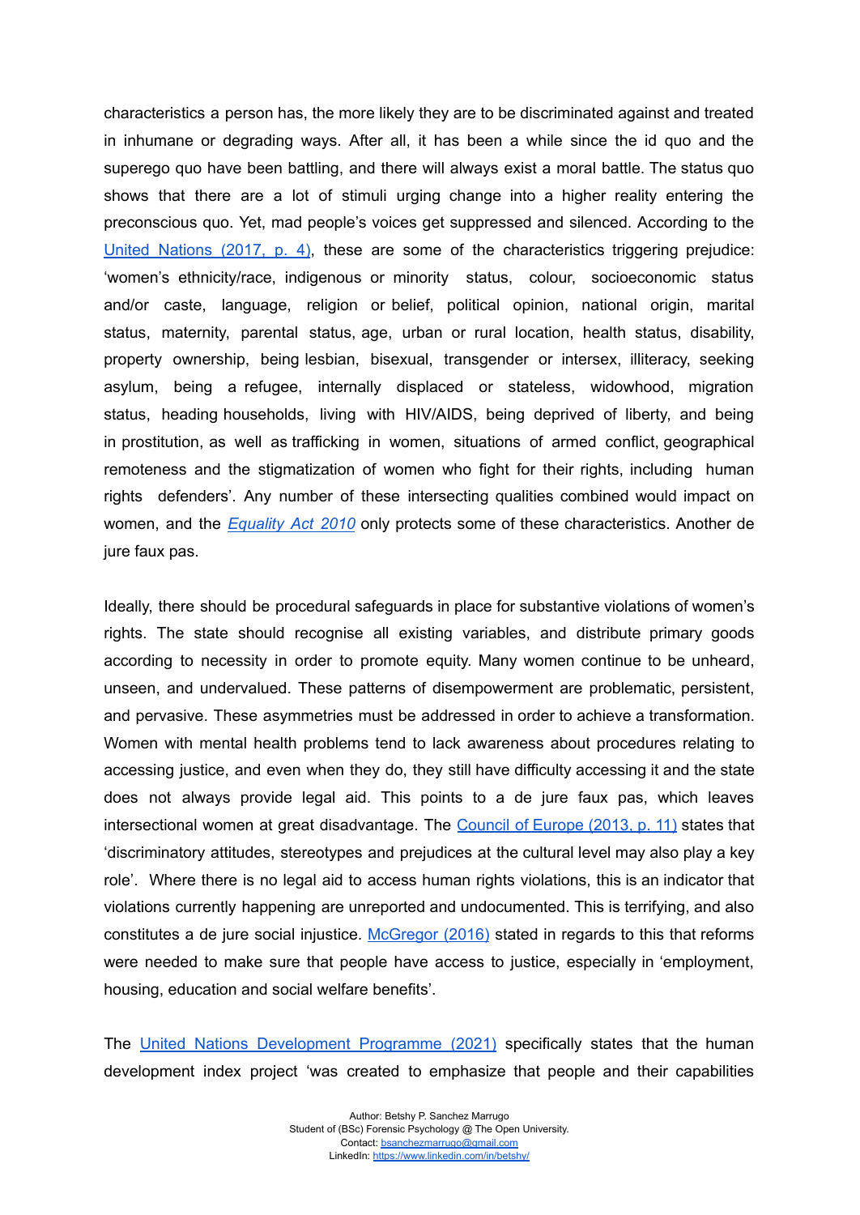characteristics a person has, the more likely they are to be discriminated against and treated in inhumane or degrading ways. After all, it has been a while since the id quo and the superego quo have been battling, and there will always exist a moral battle. The status quo shows that there are a lot of stimuli urging change into a higher reality entering the preconscious quo. Yet, mad people's voices get suppressed and silenced. According to the United Nations (2017, p. 4), these are some of the characteristics triggering prejudice: 'women's ethnicity/race, indigenous or minority status, colour, socioeconomic status and/or caste, language, religion or belief, political opinion, national origin, marital status, maternity, parental status, age, urban or rural location, health status, disability, property ownership, being lesbian, bisexual, transgender or intersex, illiteracy, seeking asylum, being a refugee, internally displaced or stateless, widowhood, migration status, heading households, living with HIV/AIDS, being deprived of liberty, and being in prostitution, as well as trafficking in women, situations of armed conflict, geographical remoteness and the stigmatization of women who fight for their rights, including human rights defenders'. Any number of these intersecting qualities combined would impact on women, and the *Equality Act 2010* only protects some of these characteristics. Another de jure faux pas.

Ideally, there should be procedural safeguards in place for substantive violations of women's rights. The state should recognise all existing variables, and distribute primary goods according to necessity in order to promote equity. Many women continue to be unheard, unseen, and undervalued. These patterns of disempowerment are problematic, persistent, and pervasive. These asymmetries must be addressed in order to achieve a transformation. Women with mental health problems tend to lack awareness about procedures relating to accessing justice, and even when they do, they still have difficulty accessing it and the state does not always provide legal aid. This points to a de jure faux pas, which leaves intersectional women at great disadvantage. The Council of Europe (2013, p. 11) states that 'discriminatory attitudes, stereotypes and prejudices at the cultural level may also play a key role'. Where there is no legal aid to access human rights violations, this is an indicator that violations currently happening are unreported and undocumented. This is terrifying, and also constitutes a de jure social injustice. McGregor (2016) stated in regards to this that reforms were needed to make sure that people have access to justice, especially in 'employment, housing, education and social welfare benefits'.

The United Nations Development Programme (2021) specifically states that the human development index project 'was created to emphasize that people and their capabilities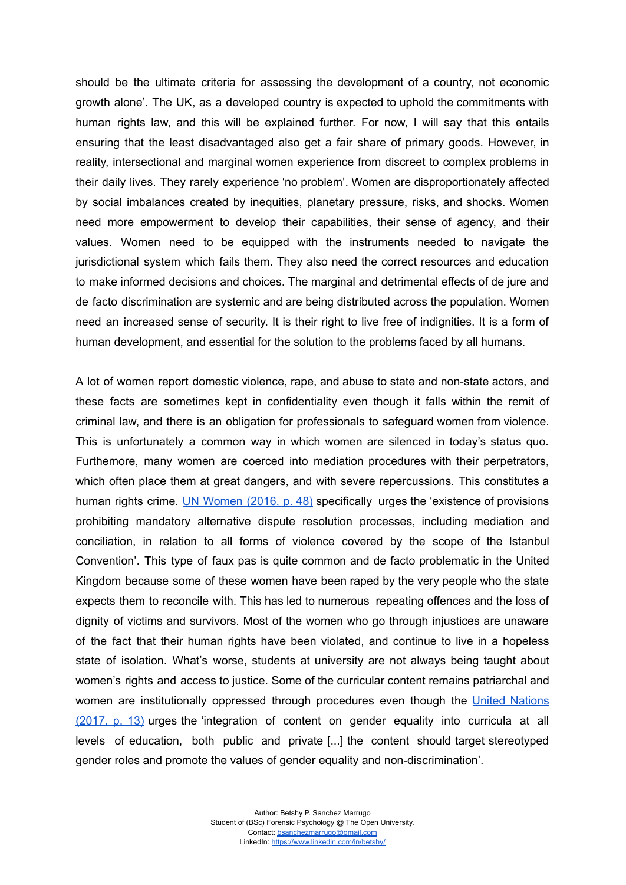should be the ultimate criteria for assessing the development of a country, not economic growth alone'. The UK, as a developed country is expected to uphold the commitments with human rights law, and this will be explained further. For now, I will say that this entails ensuring that the least disadvantaged also get a fair share of primary goods. However, in reality, intersectional and marginal women experience from discreet to complex problems in their daily lives. They rarely experience 'no problem'. Women are disproportionately affected by social imbalances created by inequities, planetary pressure, risks, and shocks. Women need more empowerment to develop their capabilities, their sense of agency, and their values. Women need to be equipped with the instruments needed to navigate the jurisdictional system which fails them. They also need the correct resources and education to make informed decisions and choices. The marginal and detrimental effects of de jure and de facto discrimination are systemic and are being distributed across the population. Women need an increased sense of security. It is their right to live free of indignities. It is a form of human development, and essential for the solution to the problems faced by all humans.

A lot of women report domestic violence, rape, and abuse to state and non-state actors, and these facts are sometimes kept in confidentiality even though it falls within the remit of criminal law, and there is an obligation for professionals to safeguard women from violence. This is unfortunately a common way in which women are silenced in today's status quo. Furthemore, many women are coerced into mediation procedures with their perpetrators, which often place them at great dangers, and with severe repercussions. This constitutes a human rights crime. [UN Women (2016, p. 48)] specifically urges the 'existence of provisions prohibiting mandatory alternative dispute resolution processes, including mediation and conciliation, in relation to all forms of violence covered by the scope of the Istanbul Convention'. This type of faux pas is quite common and de facto problematic in the United Kingdom because some of these women have been raped by the very people who the state expects them to reconcile with. This has led to numerous repeating offences and the loss of dignity of victims and survivors. Most of the women who go through injustices are unaware of the fact that their human rights have been violated, and continue to live in a hopeless state of isolation. What's worse, students at university are not always being taught about women's rights and access to justice. Some of the curricular content remains patriarchal and women are institutionally oppressed through procedures even though the [United Nations (2017, p. 13)] urges the 'integration of content on gender equality into curricula at all levels of education, both public and private [...] the content should target stereotyped gender roles and promote the values of gender equality and non-discrimination'.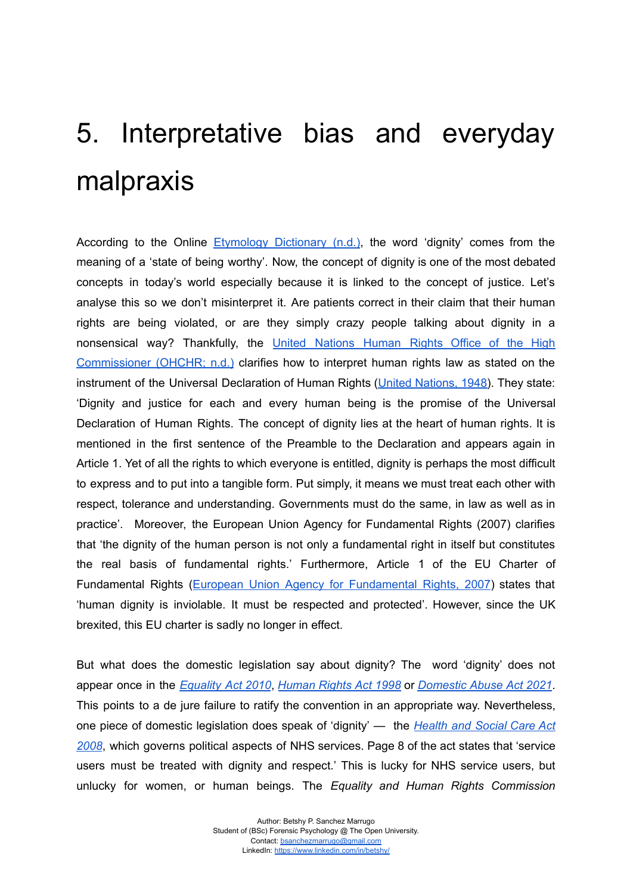# 5. Interpretative bias and everyday malpraxis

According to the Online Etymology Dictionary (n.d.), the word 'dignity' comes from the meaning of a 'state of being worthy'. Now, the concept of dignity is one of the most debated concepts in today's world especially because it is linked to the concept of justice. Let's analyse this so we don't misinterpret it. Are patients correct in their claim that their human rights are being violated, or are they simply crazy people talking about dignity in a nonsensical way? Thankfully, the United Nations Human Rights Office of the High Commissioner (OHCHR; n.d.) clarifies how to interpret human rights law as stated on the instrument of the Universal Declaration of Human Rights (United Nations, 1948). They state: 'Dignity and justice for each and every human being is the promise of the Universal Declaration of Human Rights. The concept of dignity lies at the heart of human rights. It is mentioned in the first sentence of the Preamble to the Declaration and appears again in Article 1. Yet of all the rights to which everyone is entitled, dignity is perhaps the most difficult to express and to put into a tangible form. Put simply, it means we must treat each other with respect, tolerance and understanding. Governments must do the same, in law as well as in practice'. Moreover, the European Union Agency for Fundamental Rights (2007) clarifies that 'the dignity of the human person is not only a fundamental right in itself but constitutes the real basis of fundamental rights.' Furthermore, Article 1 of the EU Charter of Fundamental Rights (European Union Agency for Fundamental Rights, 2007) states that 'human dignity is inviolable. It must be respected and protected'. However, since the UK brexited, this EU charter is sadly no longer in effect.

But what does the domestic legislation say about dignity? The word 'dignity' does not appear once in the *Equality Act 2010*, *Human Rights Act 1998* or *Domestic Abuse Act 2021*. This points to a de jure failure to ratify the convention in an appropriate way. Nevertheless, one piece of domestic legislation does speak of 'dignity' — the *Health and Social Care Act 2008*, which governs political aspects of NHS services. Page 8 of the act states that 'service users must be treated with dignity and respect.' This is lucky for NHS service users, but unlucky for women, or human beings. The *Equality and Human Rights Commission*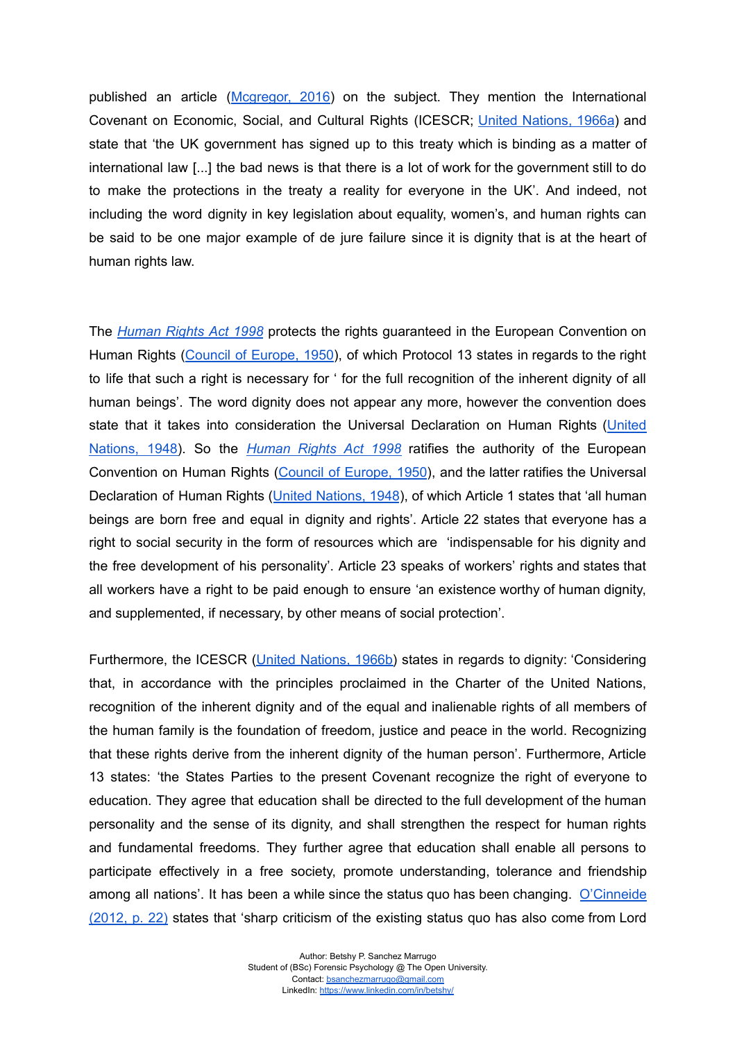published an article (Mcgregor, 2016) on the subject. They mention the International Covenant on Economic, Social, and Cultural Rights (ICESCR; United Nations, 1966a) and state that 'the UK government has signed up to this treaty which is binding as a matter of international law [...] the bad news is that there is a lot of work for the government still to do to make the protections in the treaty a reality for everyone in the UK'. And indeed, not including the word dignity in key legislation about equality, women's, and human rights can be said to be one major example of de jure failure since it is dignity that is at the heart of human rights law.

The *Human Rights Act 1998* protects the rights guaranteed in the European Convention on Human Rights (Council of Europe, 1950), of which Protocol 13 states in regards to the right to life that such a right is necessary for ' for the full recognition of the inherent dignity of all human beings'. The word dignity does not appear any more, however the convention does state that it takes into consideration the Universal Declaration on Human Rights (United Nations, 1948). So the *Human Rights Act 1998* ratifies the authority of the European Convention on Human Rights (Council of Europe, 1950), and the latter ratifies the Universal Declaration of Human Rights (United Nations, 1948), of which Article 1 states that 'all human beings are born free and equal in dignity and rights'. Article 22 states that everyone has a right to social security in the form of resources which are 'indispensable for his dignity and the free development of his personality'. Article 23 speaks of workers' rights and states that all workers have a right to be paid enough to ensure 'an existence worthy of human dignity, and supplemented, if necessary, by other means of social protection'.

Furthermore, the ICESCR (United Nations, 1966b) states in regards to dignity: 'Considering that, in accordance with the principles proclaimed in the Charter of the United Nations, recognition of the inherent dignity and of the equal and inalienable rights of all members of the human family is the foundation of freedom, justice and peace in the world. Recognizing that these rights derive from the inherent dignity of the human person'. Furthermore, Article 13 states: 'the States Parties to the present Covenant recognize the right of everyone to education. They agree that education shall be directed to the full development of the human personality and the sense of its dignity, and shall strengthen the respect for human rights and fundamental freedoms. They further agree that education shall enable all persons to participate effectively in a free society, promote understanding, tolerance and friendship among all nations'. It has been a while since the status quo has been changing. O'Cinneide (2012, p. 22) states that 'sharp criticism of the existing status quo has also come from Lord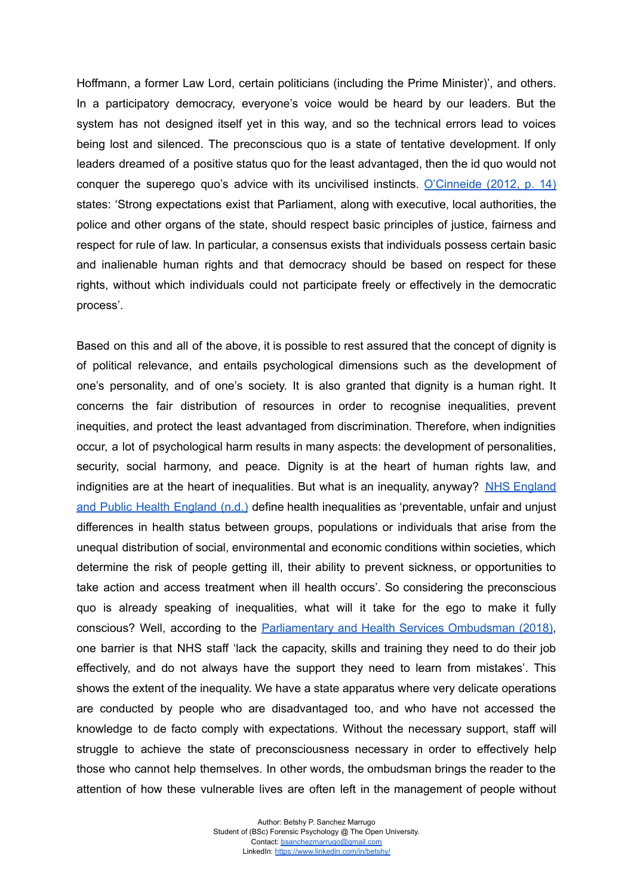Hoffmann, a former Law Lord, certain politicians (including the Prime Minister)', and others. In a participatory democracy, everyone's voice would be heard by our leaders. But the system has not designed itself yet in this way, and so the technical errors lead to voices being lost and silenced. The preconscious quo is a state of tentative development. If only leaders dreamed of a positive status quo for the least advantaged, then the id quo would not conquer the superego quo's advice with its uncivilised instincts. O'Cinneide (2012, p. 14) states: 'Strong expectations exist that Parliament, along with executive, local authorities, the police and other organs of the state, should respect basic principles of justice, fairness and respect for rule of law. In particular, a consensus exists that individuals possess certain basic and inalienable human rights and that democracy should be based on respect for these rights, without which individuals could not participate freely or effectively in the democratic process'.

Based on this and all of the above, it is possible to rest assured that the concept of dignity is of political relevance, and entails psychological dimensions such as the development of one's personality, and of one's society. It is also granted that dignity is a human right. It concerns the fair distribution of resources in order to recognise inequalities, prevent inequities, and protect the least advantaged from discrimination. Therefore, when indignities occur, a lot of psychological harm results in many aspects: the development of personalities, security, social harmony, and peace. Dignity is at the heart of human rights law, and indignities are at the heart of inequalities. But what is an inequality, anyway? NHS England and Public Health England (n.d.) define health inequalities as 'preventable, unfair and unjust differences in health status between groups, populations or individuals that arise from the unequal distribution of social, environmental and economic conditions within societies, which determine the risk of people getting ill, their ability to prevent sickness, or opportunities to take action and access treatment when ill health occurs'. So considering the preconscious quo is already speaking of inequalities, what will it take for the ego to make it fully conscious? Well, according to the Parliamentary and Health Services Ombudsman (2018), one barrier is that NHS staff 'lack the capacity, skills and training they need to do their job effectively, and do not always have the support they need to learn from mistakes'. This shows the extent of the inequality. We have a state apparatus where very delicate operations are conducted by people who are disadvantaged too, and who have not accessed the knowledge to de facto comply with expectations. Without the necessary support, staff will struggle to achieve the state of preconsciousness necessary in order to effectively help those who cannot help themselves. In other words, the ombudsman brings the reader to the attention of how these vulnerable lives are often left in the management of people without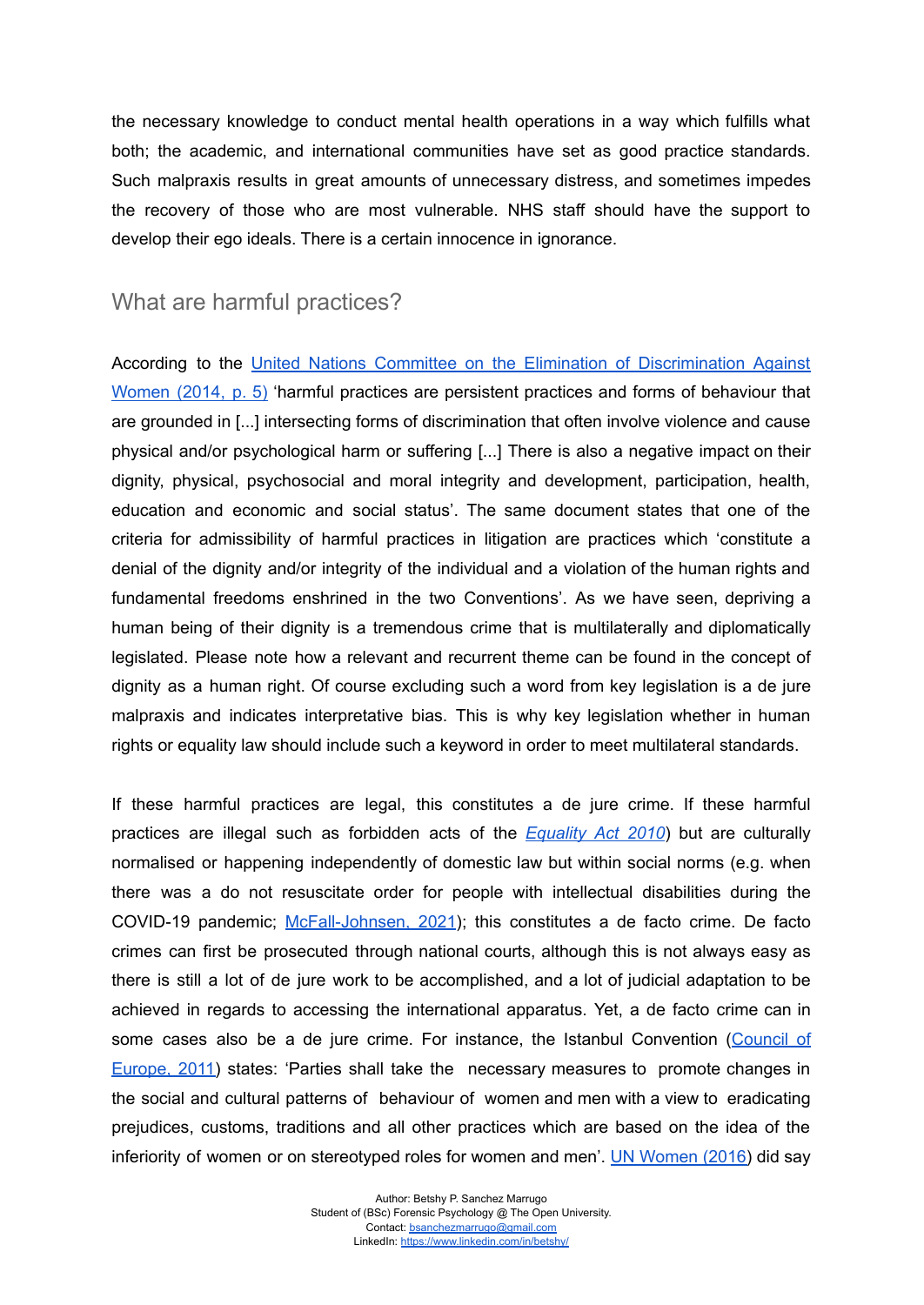the necessary knowledge to conduct mental health operations in a way which fulfills what both; the academic, and international communities have set as good practice standards. Such malpraxis results in great amounts of unnecessary distress, and sometimes impedes the recovery of those who are most vulnerable. NHS staff should have the support to develop their ego ideals. There is a certain innocence in ignorance.

## What are harmful practices?

According to the United Nations Committee on the Elimination of Discrimination Against Women (2014, p. 5) 'harmful practices are persistent practices and forms of behaviour that are grounded in [...] intersecting forms of discrimination that often involve violence and cause physical and/or psychological harm or suffering [...] There is also a negative impact on their dignity, physical, psychosocial and moral integrity and development, participation, health, education and economic and social status'. The same document states that one of the criteria for admissibility of harmful practices in litigation are practices which 'constitute a denial of the dignity and/or integrity of the individual and a violation of the human rights and fundamental freedoms enshrined in the two Conventions'. As we have seen, depriving a human being of their dignity is a tremendous crime that is multilaterally and diplomatically legislated. Please note how a relevant and recurrent theme can be found in the concept of dignity as a human right. Of course excluding such a word from key legislation is a de jure malpraxis and indicates interpretative bias. This is why key legislation whether in human rights or equality law should include such a keyword in order to meet multilateral standards.

If these harmful practices are legal, this constitutes a de jure crime. If these harmful practices are illegal such as forbidden acts of the *Equality Act 2010*) but are culturally normalised or happening independently of domestic law but within social norms (e.g. when there was a do not resuscitate order for people with intellectual disabilities during the COVID-19 pandemic; McFall-Johnsen, 2021); this constitutes a de facto crime. De facto crimes can first be prosecuted through national courts, although this is not always easy as there is still a lot of de jure work to be accomplished, and a lot of judicial adaptation to be achieved in regards to accessing the international apparatus. Yet, a de facto crime can in some cases also be a de jure crime. For instance, the Istanbul Convention (Council of Europe, 2011) states: 'Parties shall take the necessary measures to promote changes in the social and cultural patterns of behaviour of women and men with a view to eradicating prejudices, customs, traditions and all other practices which are based on the idea of the inferiority of women or on stereotyped roles for women and men'. UN Women (2016) did say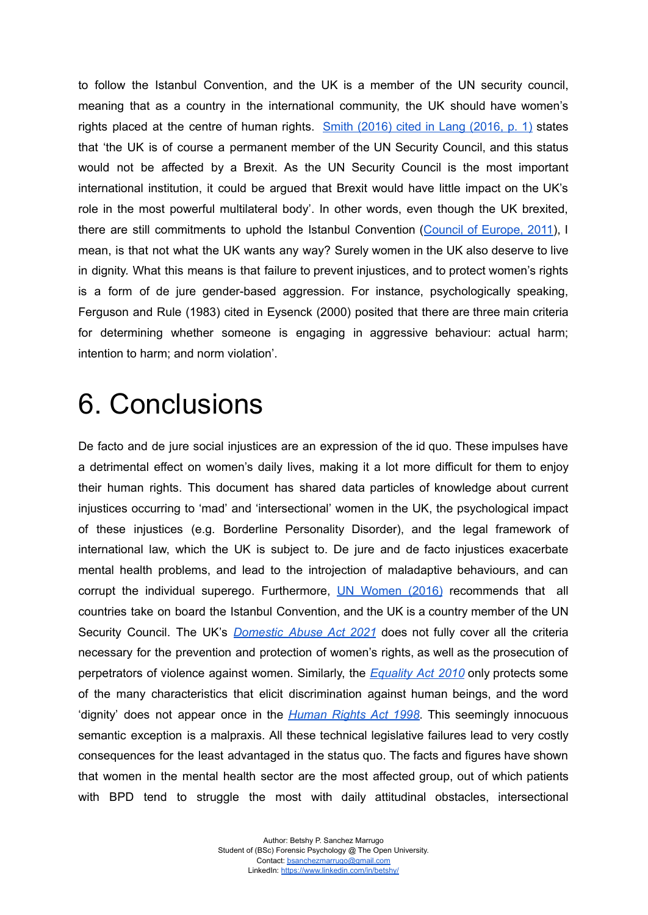to follow the Istanbul Convention, and the UK is a member of the UN security council, meaning that as a country in the international community, the UK should have women's rights placed at the centre of human rights. [Smith (2016) cited in Lang (2016, p. 1)] states that 'the UK is of course a permanent member of the UN Security Council, and this status would not be affected by a Brexit. As the UN Security Council is the most important international institution, it could be argued that Brexit would have little impact on the UK's role in the most powerful multilateral body'. In other words, even though the UK brexited, there are still commitments to uphold the Istanbul Convention ([Council of Europe, 2011]), I mean, is that not what the UK wants any way? Surely women in the UK also deserve to live in dignity. What this means is that failure to prevent injustices, and to protect women's rights is a form of de jure gender-based aggression. For instance, psychologically speaking, Ferguson and Rule (1983) cited in Eysenck (2000) posited that there are three main criteria for determining whether someone is engaging in aggressive behaviour: actual harm; intention to harm; and norm violation'.

# 6. Conclusions

De facto and de jure social injustices are an expression of the id quo. These impulses have a detrimental effect on women's daily lives, making it a lot more difficult for them to enjoy their human rights. This document has shared data particles of knowledge about current injustices occurring to 'mad' and 'intersectional' women in the UK, the psychological impact of these injustices (e.g. Borderline Personality Disorder), and the legal framework of international law, which the UK is subject to. De jure and de facto injustices exacerbate mental health problems, and lead to the introjection of maladaptive behaviours, and can corrupt the individual superego. Furthermore, [UN Women (2016)] recommends that all countries take on board the Istanbul Convention, and the UK is a country member of the UN Security Council. The UK's *[Domestic Abuse Act 2021]* does not fully cover all the criteria necessary for the prevention and protection of women's rights, as well as the prosecution of perpetrators of violence against women. Similarly, the *[Equality Act 2010]* only protects some of the many characteristics that elicit discrimination against human beings, and the word 'dignity' does not appear once in the *[Human Rights Act 1998]*. This seemingly innocuous semantic exception is a malpraxis. All these technical legislative failures lead to very costly consequences for the least advantaged in the status quo. The facts and figures have shown that women in the mental health sector are the most affected group, out of which patients with BPD tend to struggle the most with daily attitudinal obstacles, intersectional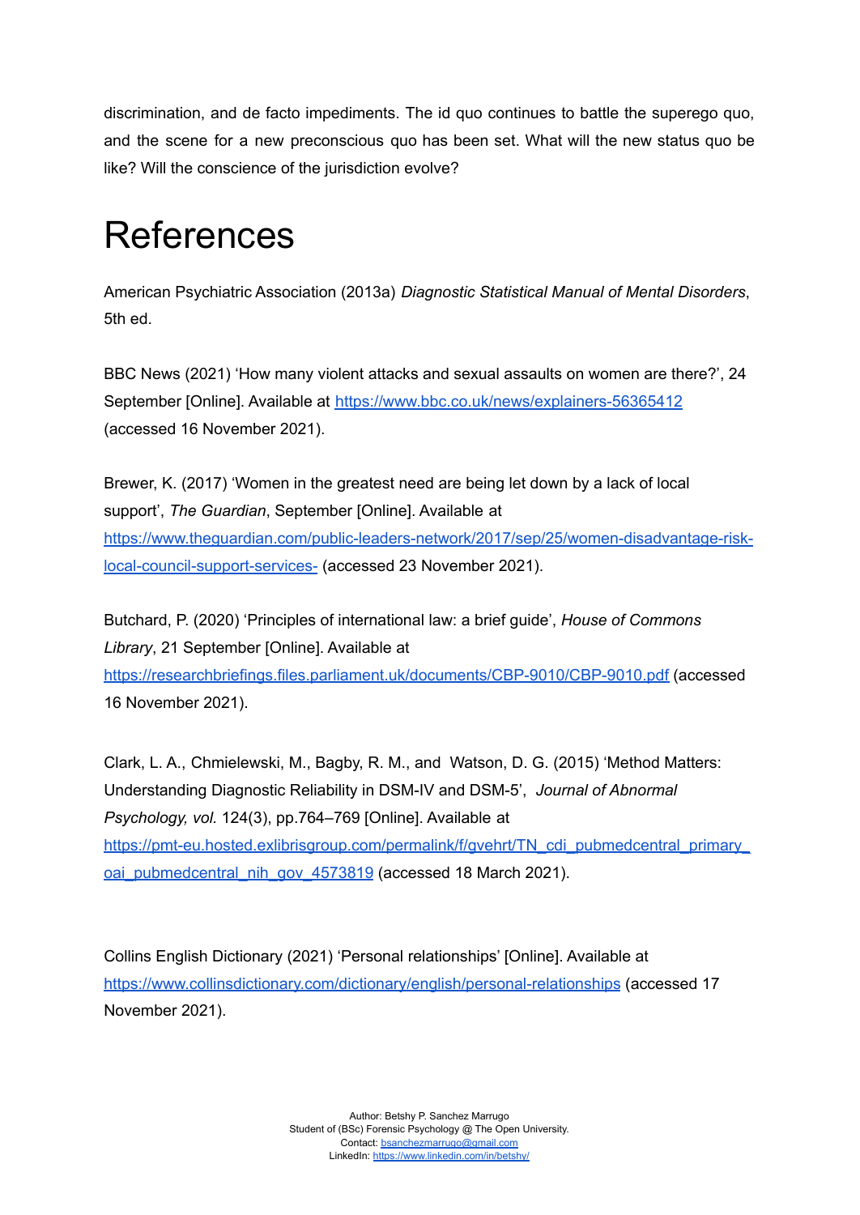discrimination, and de facto impediments. The id quo continues to battle the superego quo, and the scene for a new preconscious quo has been set. What will the new status quo be like? Will the conscience of the jurisdiction evolve?

# References

American Psychiatric Association (2013a) *Diagnostic Statistical Manual of Mental Disorders*, 5th ed.

BBC News (2021) 'How many violent attacks and sexual assaults on women are there?', 24 September [Online]. Available at https://www.bbc.co.uk/news/explainers-56365412 (accessed 16 November 2021).

Brewer, K. (2017) 'Women in the greatest need are being let down by a lack of local support', *The Guardian*, September [Online]. Available at https://www.theguardian.com/public-leaders-network/2017/sep/25/women-disadvantage-risk-local-council-support-services- (accessed 23 November 2021).

Butchard, P. (2020) 'Principles of international law: a brief guide', *House of Commons Library*, 21 September [Online]. Available at https://researchbriefings.files.parliament.uk/documents/CBP-9010/CBP-9010.pdf (accessed 16 November 2021).

Clark, L. A., Chmielewski, M., Bagby, R. M., and Watson, D. G. (2015) 'Method Matters: Understanding Diagnostic Reliability in DSM-IV and DSM-5', *Journal of Abnormal Psychology, vol.* 124(3), pp.764–769 [Online]. Available at https://pmt-eu.hosted.exlibrisgroup.com/permalink/f/gvehrt/TN_cdi_pubmedcentral_primary_oai_pubmedcentral_nih_gov_4573819 (accessed 18 March 2021).

Collins English Dictionary (2021) 'Personal relationships' [Online]. Available at https://www.collinsdictionary.com/dictionary/english/personal-relationships (accessed 17 November 2021).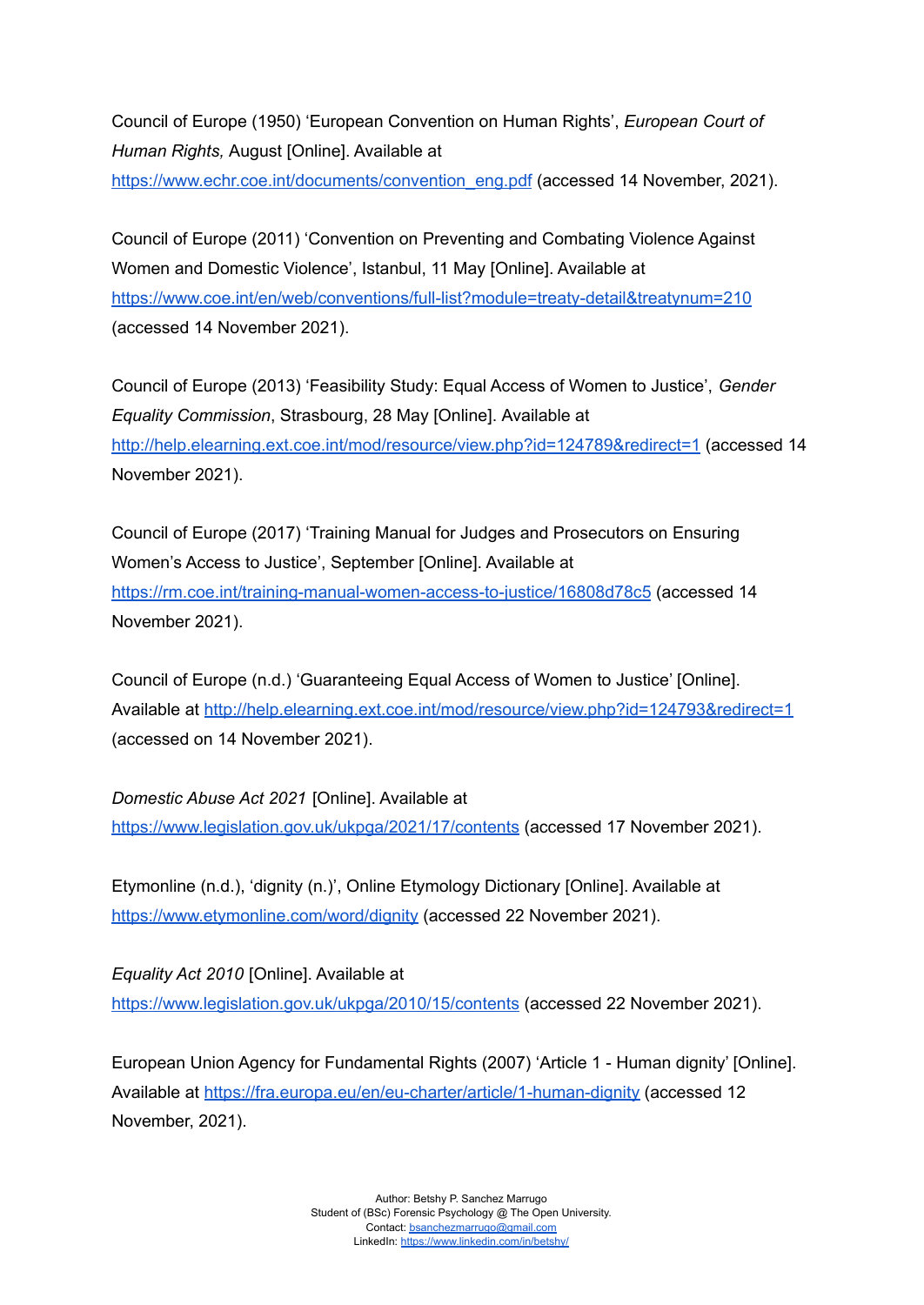Council of Europe (1950) ‘European Convention on Human Rights’, *European Court of Human Rights,* August [Online]. Available at https://www.echr.coe.int/documents/convention_eng.pdf (accessed 14 November, 2021).

Council of Europe (2011) ‘Convention on Preventing and Combating Violence Against Women and Domestic Violence’, Istanbul, 11 May [Online]. Available at https://www.coe.int/en/web/conventions/full-list?module=treaty-detail&treatynum=210 (accessed 14 November 2021).

Council of Europe (2013) ‘Feasibility Study: Equal Access of Women to Justice’, *Gender Equality Commission*, Strasbourg, 28 May [Online]. Available at http://help.elearning.ext.coe.int/mod/resource/view.php?id=124789&redirect=1 (accessed 14 November 2021).

Council of Europe (2017) ‘Training Manual for Judges and Prosecutors on Ensuring Women’s Access to Justice’, September [Online]. Available at https://rm.coe.int/training-manual-women-access-to-justice/16808d78c5 (accessed 14 November 2021).

Council of Europe (n.d.) ‘Guaranteeing Equal Access of Women to Justice’ [Online]. Available at http://help.elearning.ext.coe.int/mod/resource/view.php?id=124793&redirect=1 (accessed on 14 November 2021).

*Domestic Abuse Act 2021* [Online]. Available at https://www.legislation.gov.uk/ukpga/2021/17/contents (accessed 17 November 2021).

Etymonline (n.d.), ‘dignity (n.)’, Online Etymology Dictionary [Online]. Available at https://www.etymonline.com/word/dignity (accessed 22 November 2021).

*Equality Act 2010* [Online]. Available at https://www.legislation.gov.uk/ukpga/2010/15/contents (accessed 22 November 2021).

European Union Agency for Fundamental Rights (2007) ‘Article 1 - Human dignity’ [Online]. Available at https://fra.europa.eu/en/eu-charter/article/1-human-dignity (accessed 12 November, 2021).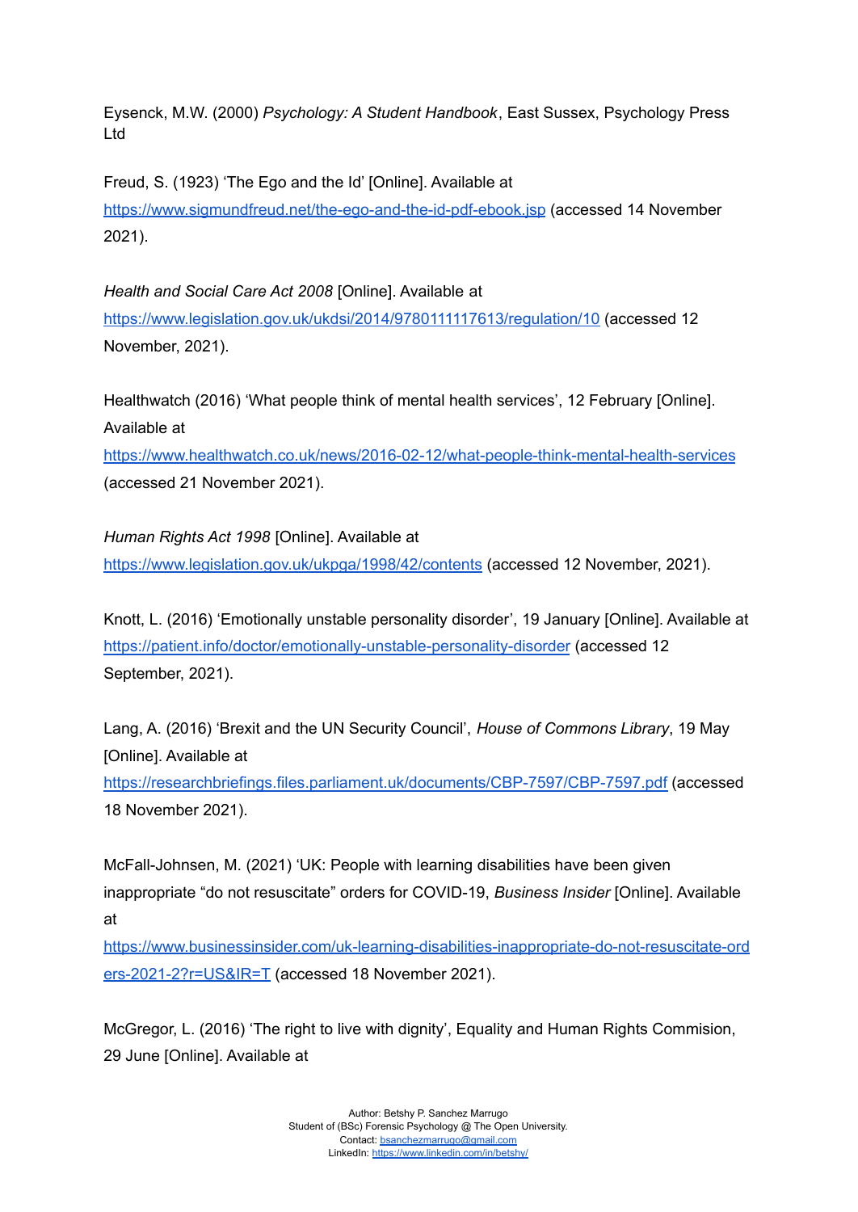Eysenck, M.W. (2000) *Psychology: A Student Handbook*, East Sussex, Psychology Press Ltd

Freud, S. (1923) 'The Ego and the Id' [Online]. Available at https://www.sigmundfreud.net/the-ego-and-the-id-pdf-ebook.jsp (accessed 14 November 2021).

*Health and Social Care Act 2008* [Online]. Available at https://www.legislation.gov.uk/ukdsi/2014/9780111117613/regulation/10 (accessed 12 November, 2021).

Healthwatch (2016) 'What people think of mental health services', 12 February [Online]. Available at https://www.healthwatch.co.uk/news/2016-02-12/what-people-think-mental-health-services (accessed 21 November 2021).

*Human Rights Act 1998* [Online]. Available at https://www.legislation.gov.uk/ukpga/1998/42/contents (accessed 12 November, 2021).

Knott, L. (2016) 'Emotionally unstable personality disorder', 19 January [Online]. Available at https://patient.info/doctor/emotionally-unstable-personality-disorder (accessed 12 September, 2021).

Lang, A. (2016) 'Brexit and the UN Security Council', *House of Commons Library*, 19 May [Online]. Available at https://researchbriefings.files.parliament.uk/documents/CBP-7597/CBP-7597.pdf (accessed 18 November 2021).

McFall-Johnsen, M. (2021) 'UK: People with learning disabilities have been given inappropriate "do not resuscitate" orders for COVID-19, *Business Insider* [Online]. Available at https://www.businessinsider.com/uk-learning-disabilities-inappropriate-do-not-resuscitate-orders-2021-2?r=US&IR=T (accessed 18 November 2021).

McGregor, L. (2016) 'The right to live with dignity', Equality and Human Rights Commision, 29 June [Online]. Available at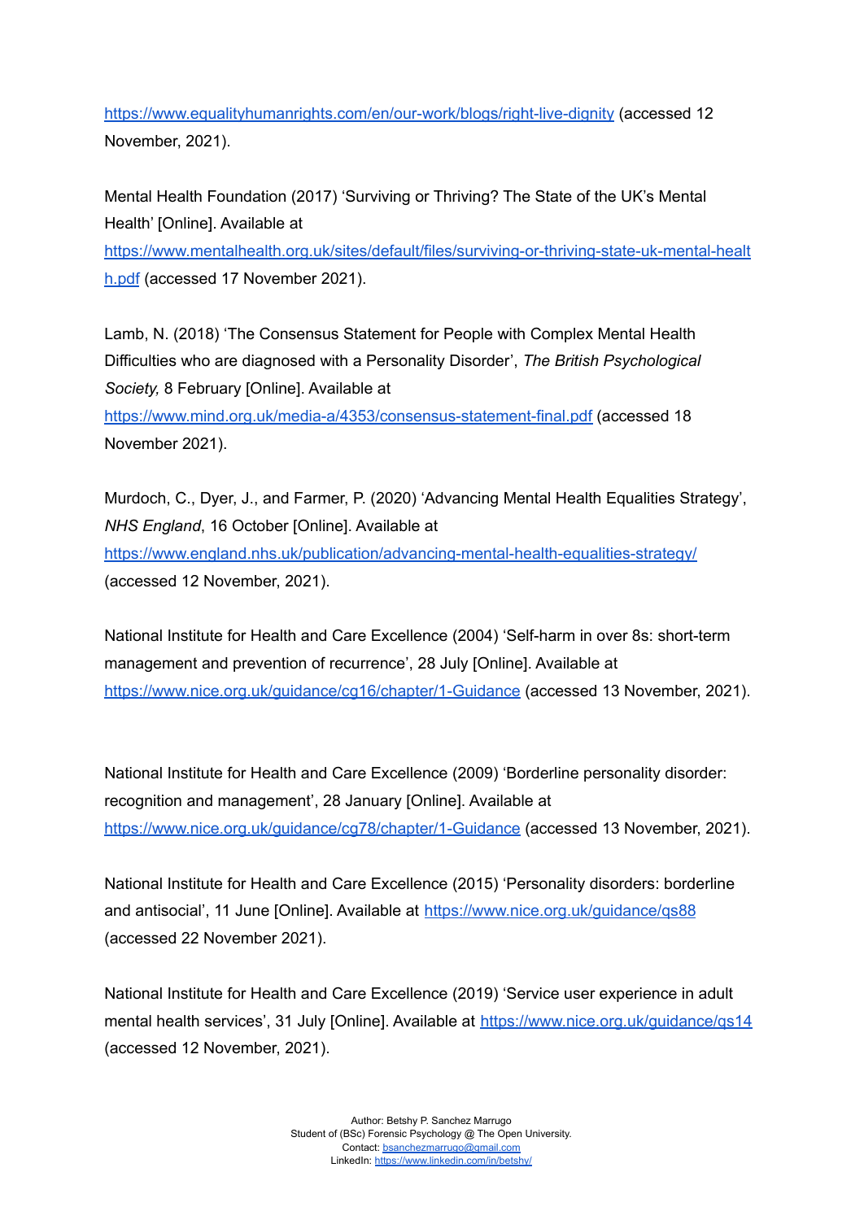https://www.equalityhumanrights.com/en/our-work/blogs/right-live-dignity (accessed 12 November, 2021).

Mental Health Foundation (2017) 'Surviving or Thriving? The State of the UK's Mental Health' [Online]. Available at https://www.mentalhealth.org.uk/sites/default/files/surviving-or-thriving-state-uk-mental-health.pdf (accessed 17 November 2021).

Lamb, N. (2018) 'The Consensus Statement for People with Complex Mental Health Difficulties who are diagnosed with a Personality Disorder', *The British Psychological Society,* 8 February [Online]. Available at https://www.mind.org.uk/media-a/4353/consensus-statement-final.pdf (accessed 18 November 2021).

Murdoch, C., Dyer, J., and Farmer, P. (2020) 'Advancing Mental Health Equalities Strategy', *NHS England*, 16 October [Online]. Available at https://www.england.nhs.uk/publication/advancing-mental-health-equalities-strategy/ (accessed 12 November, 2021).

National Institute for Health and Care Excellence (2004) 'Self-harm in over 8s: short-term management and prevention of recurrence', 28 July [Online]. Available at https://www.nice.org.uk/guidance/cg16/chapter/1-Guidance (accessed 13 November, 2021).

National Institute for Health and Care Excellence (2009) 'Borderline personality disorder: recognition and management', 28 January [Online]. Available at https://www.nice.org.uk/guidance/cg78/chapter/1-Guidance (accessed 13 November, 2021).

National Institute for Health and Care Excellence (2015) 'Personality disorders: borderline and antisocial', 11 June [Online]. Available at https://www.nice.org.uk/guidance/qs88 (accessed 22 November 2021).

National Institute for Health and Care Excellence (2019) 'Service user experience in adult mental health services', 31 July [Online]. Available at https://www.nice.org.uk/guidance/qs14 (accessed 12 November, 2021).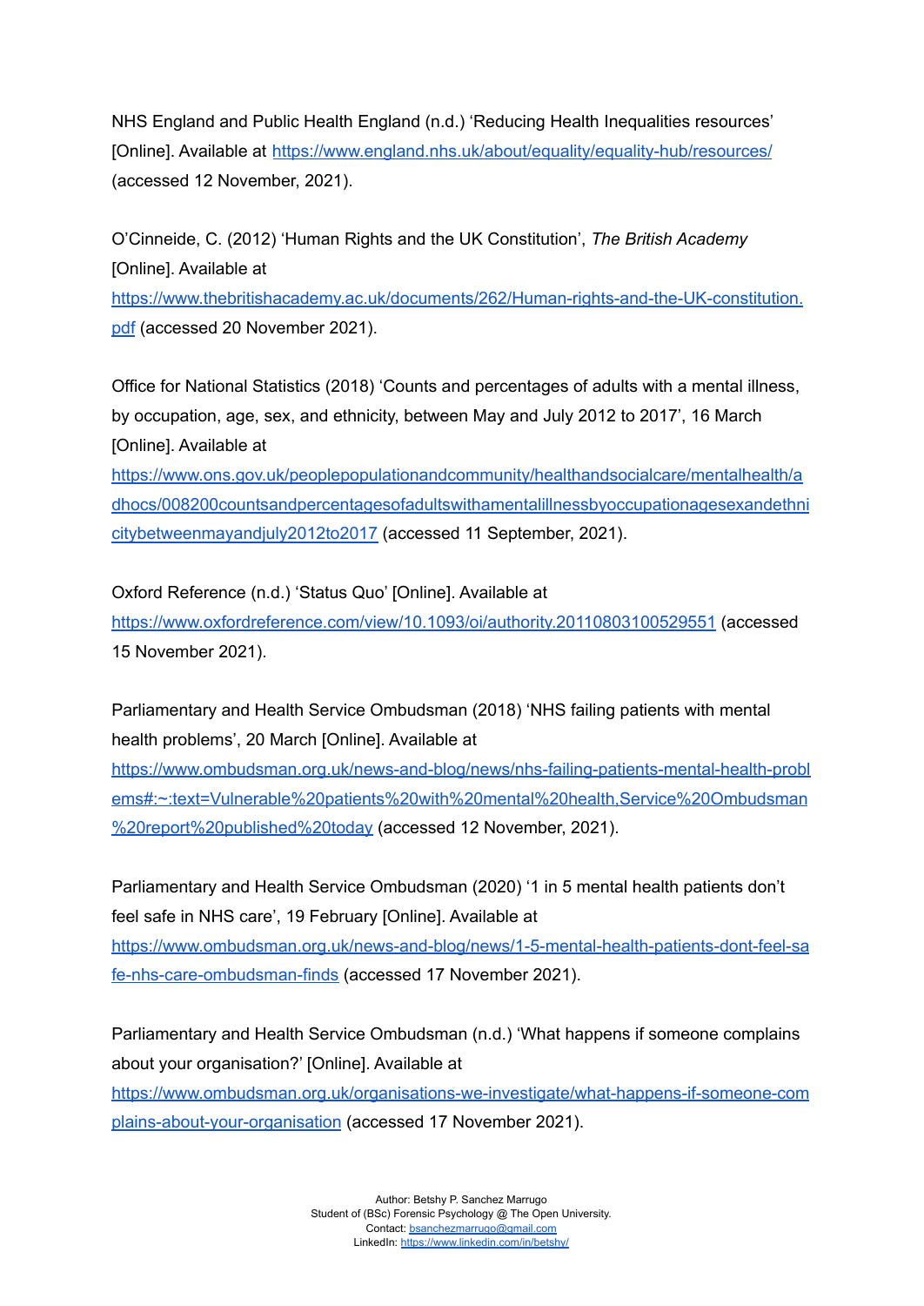NHS England and Public Health England (n.d.) 'Reducing Health Inequalities resources' [Online]. Available at https://www.england.nhs.uk/about/equality/equality-hub/resources/ (accessed 12 November, 2021).

O'Cinneide, C. (2012) 'Human Rights and the UK Constitution', *The British Academy* [Online]. Available at https://www.thebritishacademy.ac.uk/documents/262/Human-rights-and-the-UK-constitution.pdf (accessed 20 November 2021).

Office for National Statistics (2018) 'Counts and percentages of adults with a mental illness, by occupation, age, sex, and ethnicity, between May and July 2012 to 2017', 16 March [Online]. Available at https://www.ons.gov.uk/peoplepopulationandcommunity/healthandsocialcare/mentalhealth/adhocs/008200countsandpercentagesofadultswithamentalillnessbyoccupationagesexandethnicitybetweenmayandjuly2012to2017 (accessed 11 September, 2021).

Oxford Reference (n.d.) 'Status Quo' [Online]. Available at https://www.oxfordreference.com/view/10.1093/oi/authority.20110803100529551 (accessed 15 November 2021).

Parliamentary and Health Service Ombudsman (2018) 'NHS failing patients with mental health problems', 20 March [Online]. Available at https://www.ombudsman.org.uk/news-and-blog/news/nhs-failing-patients-mental-health-problems#:~:text=Vulnerable%20patients%20with%20mental%20health,Service%20Ombudsman%20report%20published%20today (accessed 12 November, 2021).

Parliamentary and Health Service Ombudsman (2020) '1 in 5 mental health patients don't feel safe in NHS care', 19 February [Online]. Available at https://www.ombudsman.org.uk/news-and-blog/news/1-5-mental-health-patients-dont-feel-safe-nhs-care-ombudsman-finds (accessed 17 November 2021).

Parliamentary and Health Service Ombudsman (n.d.) 'What happens if someone complains about your organisation?' [Online]. Available at https://www.ombudsman.org.uk/organisations-we-investigate/what-happens-if-someone-complains-about-your-organisation (accessed 17 November 2021).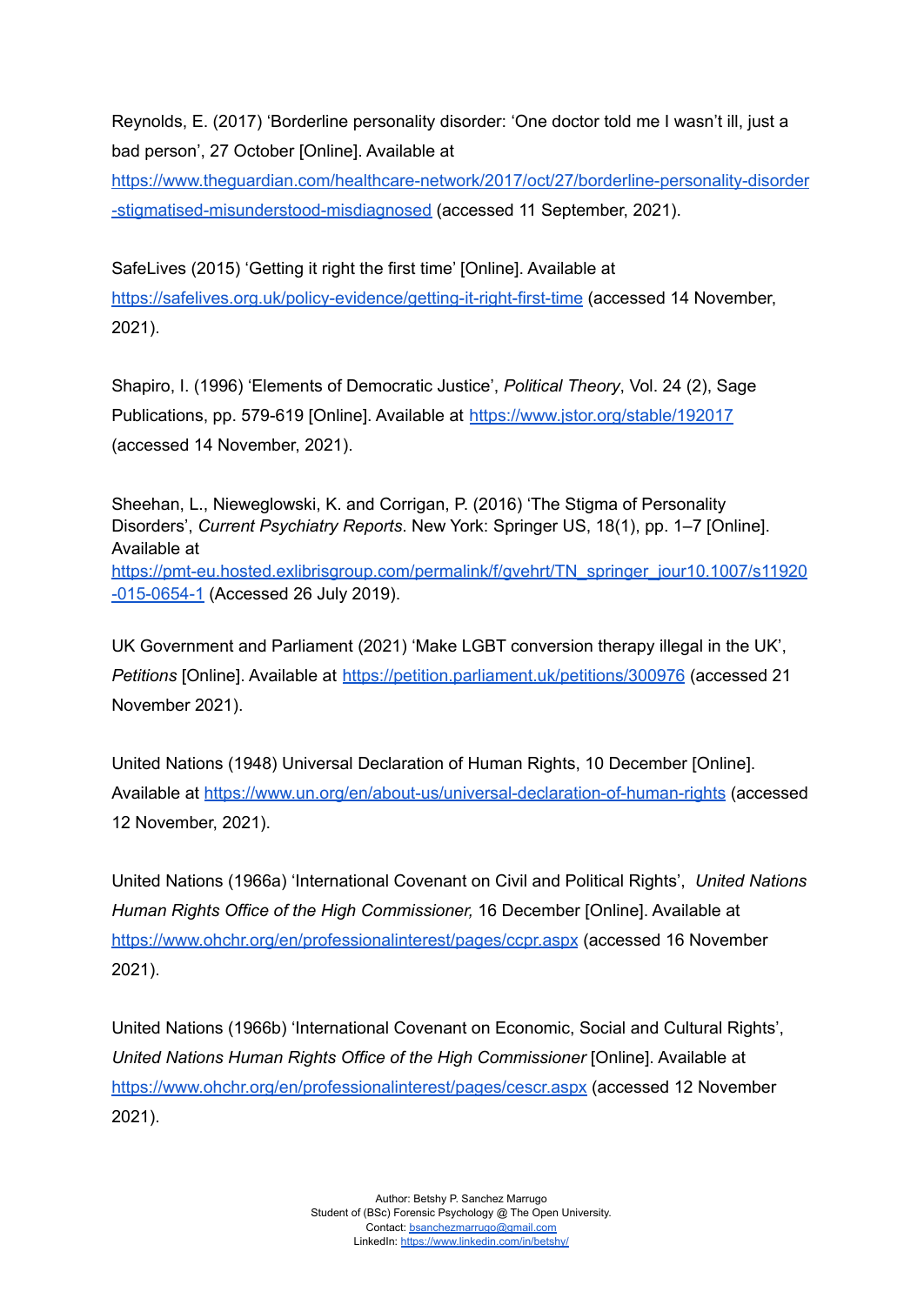Reynolds, E. (2017) 'Borderline personality disorder: 'One doctor told me I wasn't ill, just a bad person', 27 October [Online]. Available at https://www.theguardian.com/healthcare-network/2017/oct/27/borderline-personality-disorder-stigmatised-misunderstood-misdiagnosed (accessed 11 September, 2021).

SafeLives (2015) 'Getting it right the first time' [Online]. Available at https://safelives.org.uk/policy-evidence/getting-it-right-first-time (accessed 14 November, 2021).

Shapiro, I. (1996) 'Elements of Democratic Justice', *Political Theory*, Vol. 24 (2), Sage Publications, pp. 579-619 [Online]. Available at https://www.jstor.org/stable/192017 (accessed 14 November, 2021).

Sheehan, L., Nieweglowski, K. and Corrigan, P. (2016) 'The Stigma of Personality Disorders', *Current Psychiatry Reports*. New York: Springer US, 18(1), pp. 1–7 [Online]. Available at https://pmt-eu.hosted.exlibrisgroup.com/permalink/f/gvehrt/TN_springer_jour10.1007/s11920-015-0654-1 (Accessed 26 July 2019).

UK Government and Parliament (2021) 'Make LGBT conversion therapy illegal in the UK', *Petitions* [Online]. Available at https://petition.parliament.uk/petitions/300976 (accessed 21 November 2021).

United Nations (1948) Universal Declaration of Human Rights, 10 December [Online]. Available at https://www.un.org/en/about-us/universal-declaration-of-human-rights (accessed 12 November, 2021).

United Nations (1966a) 'International Covenant on Civil and Political Rights', *United Nations Human Rights Office of the High Commissioner,* 16 December [Online]. Available at https://www.ohchr.org/en/professionalinterest/pages/ccpr.aspx (accessed 16 November 2021).

United Nations (1966b) 'International Covenant on Economic, Social and Cultural Rights', *United Nations Human Rights Office of the High Commissioner* [Online]. Available at https://www.ohchr.org/en/professionalinterest/pages/cescr.aspx (accessed 12 November 2021).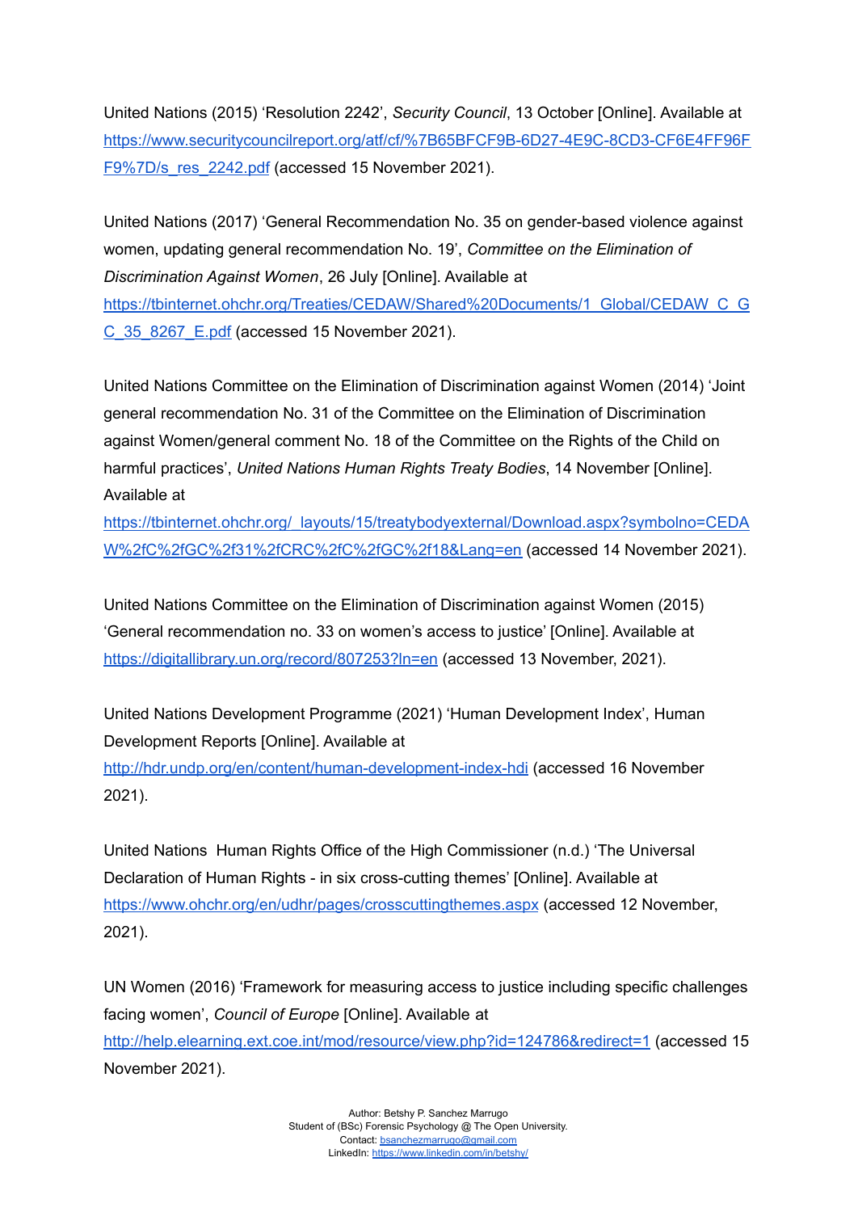United Nations (2015) 'Resolution 2242', *Security Council*, 13 October [Online]. Available at https://www.securitycouncilreport.org/atf/cf/%7B65BFCF9B-6D27-4E9C-8CD3-CF6E4FF96FF9%7D/s_res_2242.pdf (accessed 15 November 2021).

United Nations (2017) 'General Recommendation No. 35 on gender-based violence against women, updating general recommendation No. 19', *Committee on the Elimination of Discrimination Against Women*, 26 July [Online]. Available at https://tbinternet.ohchr.org/Treaties/CEDAW/Shared%20Documents/1_Global/CEDAW_C_GC_35_8267_E.pdf (accessed 15 November 2021).

United Nations Committee on the Elimination of Discrimination against Women (2014) 'Joint general recommendation No. 31 of the Committee on the Elimination of Discrimination against Women/general comment No. 18 of the Committee on the Rights of the Child on harmful practices', *United Nations Human Rights Treaty Bodies*, 14 November [Online]. Available at https://tbinternet.ohchr.org/_layouts/15/treatybodyexternal/Download.aspx?symbolno=CEDAW%2fC%2fGC%2f31%2fCRC%2fC%2fGC%2f18&Lang=en (accessed 14 November 2021).

United Nations Committee on the Elimination of Discrimination against Women (2015) 'General recommendation no. 33 on women's access to justice' [Online]. Available at https://digitallibrary.un.org/record/807253?ln=en (accessed 13 November, 2021).

United Nations Development Programme (2021) 'Human Development Index', Human Development Reports [Online]. Available at http://hdr.undp.org/en/content/human-development-index-hdi (accessed 16 November 2021).

United Nations Human Rights Office of the High Commissioner (n.d.) 'The Universal Declaration of Human Rights - in six cross-cutting themes' [Online]. Available at https://www.ohchr.org/en/udhr/pages/crosscuttingthemes.aspx (accessed 12 November, 2021).

UN Women (2016) 'Framework for measuring access to justice including specific challenges facing women', *Council of Europe* [Online]. Available at http://help.elearning.ext.coe.int/mod/resource/view.php?id=124786&redirect=1 (accessed 15 November 2021).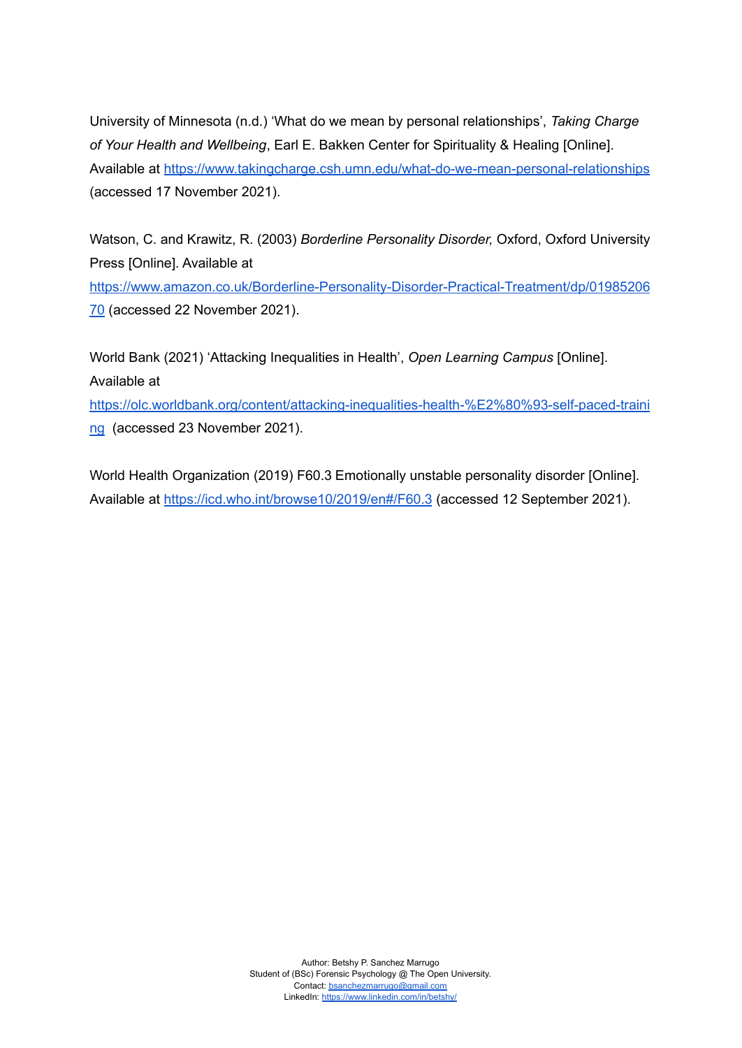University of Minnesota (n.d.) 'What do we mean by personal relationships', *Taking Charge of Your Health and Wellbeing*, Earl E. Bakken Center for Spirituality & Healing [Online]. Available at https://www.takingcharge.csh.umn.edu/what-do-we-mean-personal-relationships (accessed 17 November 2021).

Watson, C. and Krawitz, R. (2003) *Borderline Personality Disorder,* Oxford, Oxford University Press [Online]. Available at https://www.amazon.co.uk/Borderline-Personality-Disorder-Practical-Treatment/dp/0198520670 (accessed 22 November 2021).

World Bank (2021) 'Attacking Inequalities in Health', *Open Learning Campus* [Online]. Available at https://olc.worldbank.org/content/attacking-inequalities-health-%E2%80%93-self-paced-training (accessed 23 November 2021).

World Health Organization (2019) F60.3 Emotionally unstable personality disorder [Online]. Available at https://icd.who.int/browse10/2019/en#/F60.3 (accessed 12 September 2021).

Author: Betshy P. Sanchez Marrugo
Student of (BSc) Forensic Psychology @ The Open University.
Contact: bsanchezmarrugo@gmail.com
LinkedIn: https://www.linkedin.com/in/betshy/